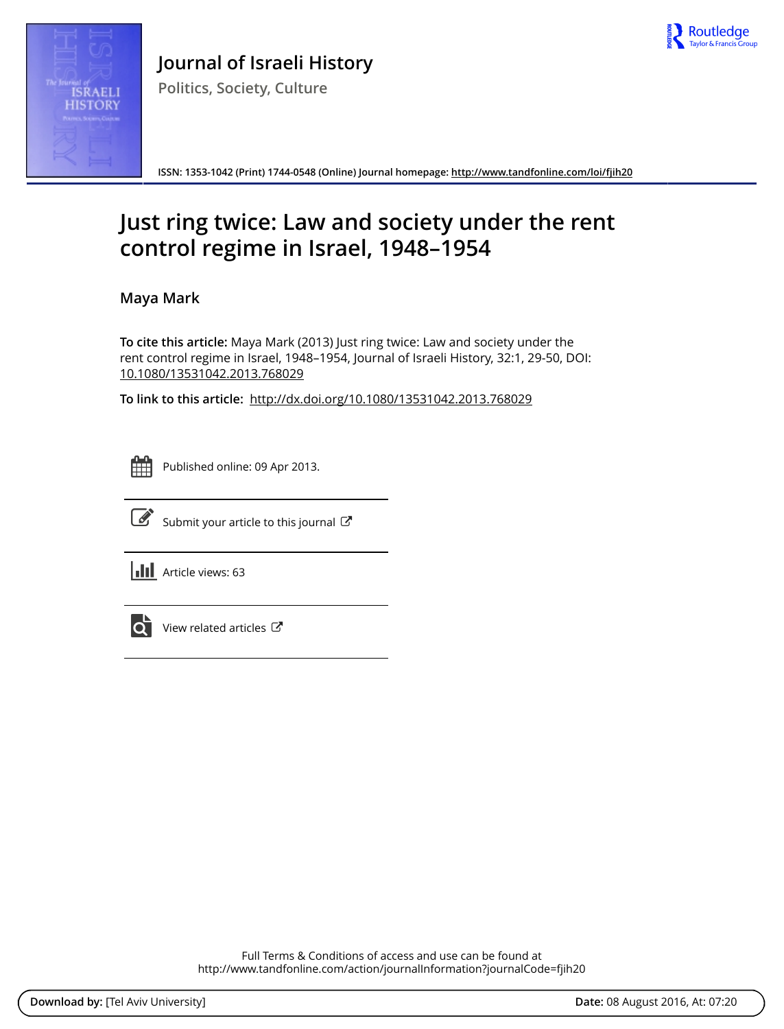# Journal of Israeli History

Politics, Society, Culture

ISSN: 1353-1042 (Print) 1744-0548 (Online) Journal homepage: http://www.tandfonline.com/loi/fjih20

# Just ring twice: Law and society under the rent control regime in Israel, 1948–1954

**Maya Mark**

**To cite this article:** Maya Mark (2013) Just ring twice: Law and society under the rent control regime in Israel, 1948–1954, Journal of Israeli History, 32:1, 29-50, DOI: 10.1080/13531042.2013.768029

**To link to this article:** http://dx.doi.org/10.1080/13531042.2013.768029

Published online: 09 Apr 2013.

Submit your article to this journal

Article views: 63

View related articles

Full Terms & Conditions of access and use can be found at http://www.tandfonline.com/action/journalInformation?journalCode=fjih20

**Download by:** [Tel Aviv University] **Date:** 08 August 2016, At: 07:20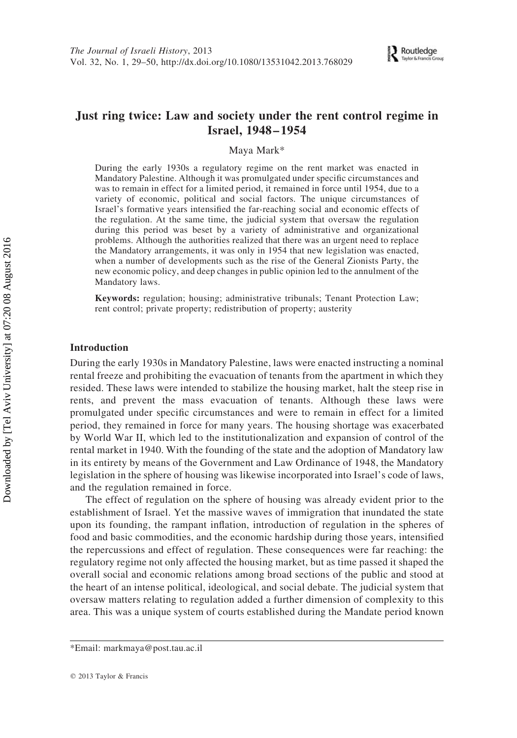# Just ring twice: Law and society under the rent control regime in Israel, 1948–1954

Maya Mark*

During the early 1930s a regulatory regime on the rent market was enacted in Mandatory Palestine. Although it was promulgated under specific circumstances and was to remain in effect for a limited period, it remained in force until 1954, due to a variety of economic, political and social factors. The unique circumstances of Israel's formative years intensified the far-reaching social and economic effects of the regulation. At the same time, the judicial system that oversaw the regulation during this period was beset by a variety of administrative and organizational problems. Although the authorities realized that there was an urgent need to replace the Mandatory arrangements, it was only in 1954 that new legislation was enacted, when a number of developments such as the rise of the General Zionists Party, the new economic policy, and deep changes in public opinion led to the annulment of the Mandatory laws.

**Keywords:** regulation; housing; administrative tribunals; Tenant Protection Law; rent control; private property; redistribution of property; austerity

## Introduction

During the early 1930s in Mandatory Palestine, laws were enacted instructing a nominal rental freeze and prohibiting the evacuation of tenants from the apartment in which they resided. These laws were intended to stabilize the housing market, halt the steep rise in rents, and prevent the mass evacuation of tenants. Although these laws were promulgated under specific circumstances and were to remain in effect for a limited period, they remained in force for many years. The housing shortage was exacerbated by World War II, which led to the institutionalization and expansion of control of the rental market in 1940. With the founding of the state and the adoption of Mandatory law in its entirety by means of the Government and Law Ordinance of 1948, the Mandatory legislation in the sphere of housing was likewise incorporated into Israel's code of laws, and the regulation remained in force.

The effect of regulation on the sphere of housing was already evident prior to the establishment of Israel. Yet the massive waves of immigration that inundated the state upon its founding, the rampant inflation, introduction of regulation in the spheres of food and basic commodities, and the economic hardship during those years, intensified the repercussions and effect of regulation. These consequences were far reaching: the regulatory regime not only affected the housing market, but as time passed it shaped the overall social and economic relations among broad sections of the public and stood at the heart of an intense political, ideological, and social debate. The judicial system that oversaw matters relating to regulation added a further dimension of complexity to this area. This was a unique system of courts established during the Mandate period known

*Email: markmaya@post.tau.ac.il

© 2013 Taylor & Francis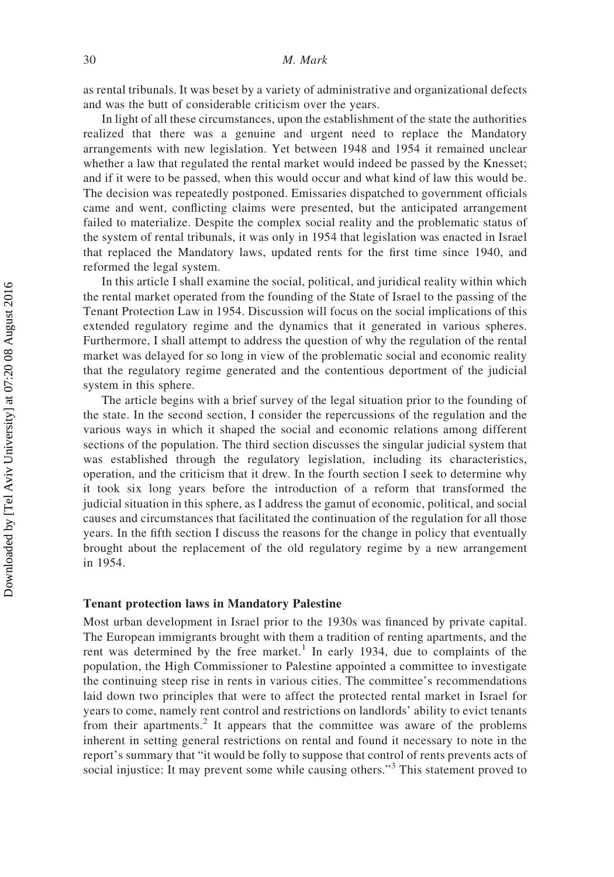as rental tribunals. It was beset by a variety of administrative and organizational defects and was the butt of considerable criticism over the years.

In light of all these circumstances, upon the establishment of the state the authorities realized that there was a genuine and urgent need to replace the Mandatory arrangements with new legislation. Yet between 1948 and 1954 it remained unclear whether a law that regulated the rental market would indeed be passed by the Knesset; and if it were to be passed, when this would occur and what kind of law this would be. The decision was repeatedly postponed. Emissaries dispatched to government officials came and went, conflicting claims were presented, but the anticipated arrangement failed to materialize. Despite the complex social reality and the problematic status of the system of rental tribunals, it was only in 1954 that legislation was enacted in Israel that replaced the Mandatory laws, updated rents for the first time since 1940, and reformed the legal system.

In this article I shall examine the social, political, and juridical reality within which the rental market operated from the founding of the State of Israel to the passing of the Tenant Protection Law in 1954. Discussion will focus on the social implications of this extended regulatory regime and the dynamics that it generated in various spheres. Furthermore, I shall attempt to address the question of why the regulation of the rental market was delayed for so long in view of the problematic social and economic reality that the regulatory regime generated and the contentious deportment of the judicial system in this sphere.

The article begins with a brief survey of the legal situation prior to the founding of the state. In the second section, I consider the repercussions of the regulation and the various ways in which it shaped the social and economic relations among different sections of the population. The third section discusses the singular judicial system that was established through the regulatory legislation, including its characteristics, operation, and the criticism that it drew. In the fourth section I seek to determine why it took six long years before the introduction of a reform that transformed the judicial situation in this sphere, as I address the gamut of economic, political, and social causes and circumstances that facilitated the continuation of the regulation for all those years. In the fifth section I discuss the reasons for the change in policy that eventually brought about the replacement of the old regulatory regime by a new arrangement in 1954.

## Tenant protection laws in Mandatory Palestine

Most urban development in Israel prior to the 1930s was financed by private capital. The European immigrants brought with them a tradition of renting apartments, and the rent was determined by the free market.[1] In early 1934, due to complaints of the population, the High Commissioner to Palestine appointed a committee to investigate the continuing steep rise in rents in various cities. The committee's recommendations laid down two principles that were to affect the protected rental market in Israel for years to come, namely rent control and restrictions on landlords' ability to evict tenants from their apartments.[2] It appears that the committee was aware of the problems inherent in setting general restrictions on rental and found it necessary to note in the report's summary that "it would be folly to suppose that control of rents prevents acts of social injustice: It may prevent some while causing others."[3] This statement proved to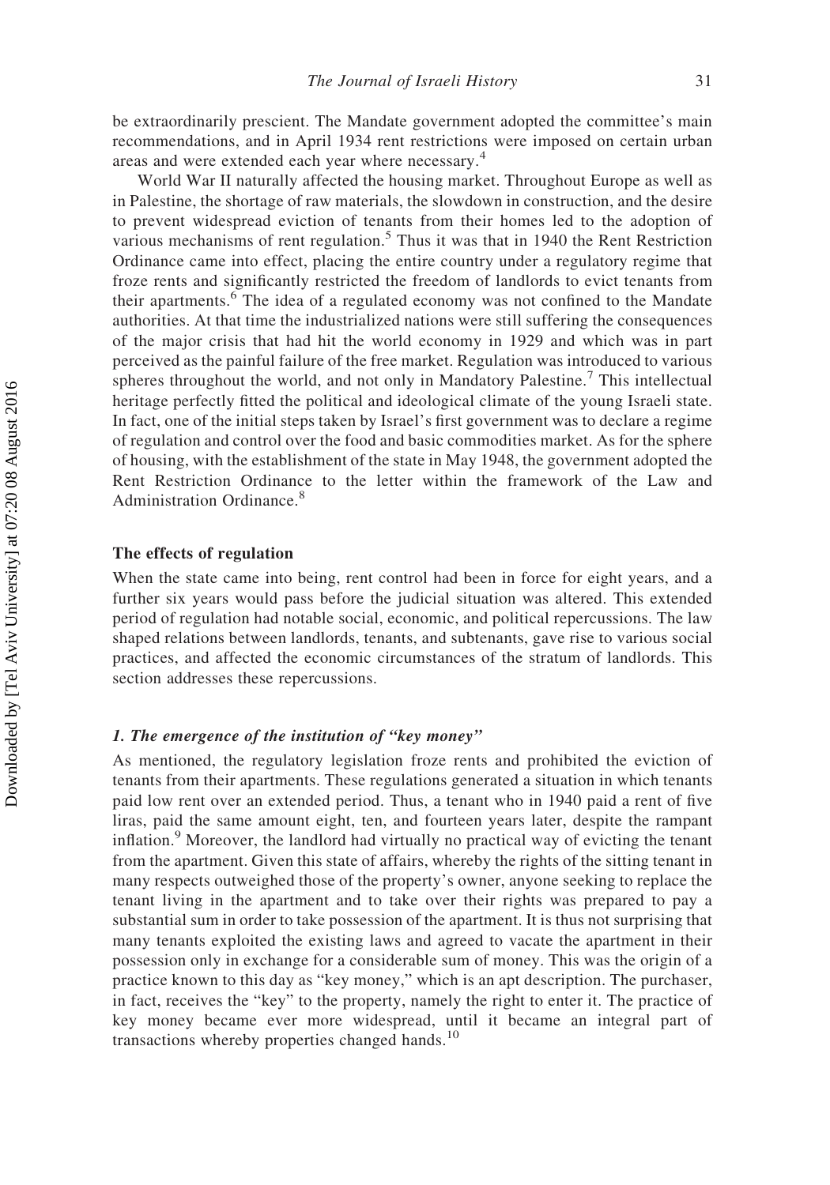be extraordinarily prescient. The Mandate government adopted the committee's main recommendations, and in April 1934 rent restrictions were imposed on certain urban areas and were extended each year where necessary.[4]

World War II naturally affected the housing market. Throughout Europe as well as in Palestine, the shortage of raw materials, the slowdown in construction, and the desire to prevent widespread eviction of tenants from their homes led to the adoption of various mechanisms of rent regulation.[5] Thus it was that in 1940 the Rent Restriction Ordinance came into effect, placing the entire country under a regulatory regime that froze rents and significantly restricted the freedom of landlords to evict tenants from their apartments.[6] The idea of a regulated economy was not confined to the Mandate authorities. At that time the industrialized nations were still suffering the consequences of the major crisis that had hit the world economy in 1929 and which was in part perceived as the painful failure of the free market. Regulation was introduced to various spheres throughout the world, and not only in Mandatory Palestine.[7] This intellectual heritage perfectly fitted the political and ideological climate of the young Israeli state. In fact, one of the initial steps taken by Israel's first government was to declare a regime of regulation and control over the food and basic commodities market. As for the sphere of housing, with the establishment of the state in May 1948, the government adopted the Rent Restriction Ordinance to the letter within the framework of the Law and Administration Ordinance.[8]

## The effects of regulation

When the state came into being, rent control had been in force for eight years, and a further six years would pass before the judicial situation was altered. This extended period of regulation had notable social, economic, and political repercussions. The law shaped relations between landlords, tenants, and subtenants, gave rise to various social practices, and affected the economic circumstances of the stratum of landlords. This section addresses these repercussions.

### *1. The emergence of the institution of "key money"*

As mentioned, the regulatory legislation froze rents and prohibited the eviction of tenants from their apartments. These regulations generated a situation in which tenants paid low rent over an extended period. Thus, a tenant who in 1940 paid a rent of five liras, paid the same amount eight, ten, and fourteen years later, despite the rampant inflation.[9] Moreover, the landlord had virtually no practical way of evicting the tenant from the apartment. Given this state of affairs, whereby the rights of the sitting tenant in many respects outweighed those of the property's owner, anyone seeking to replace the tenant living in the apartment and to take over their rights was prepared to pay a substantial sum in order to take possession of the apartment. It is thus not surprising that many tenants exploited the existing laws and agreed to vacate the apartment in their possession only in exchange for a considerable sum of money. This was the origin of a practice known to this day as "key money," which is an apt description. The purchaser, in fact, receives the "key" to the property, namely the right to enter it. The practice of key money became ever more widespread, until it became an integral part of transactions whereby properties changed hands.[10]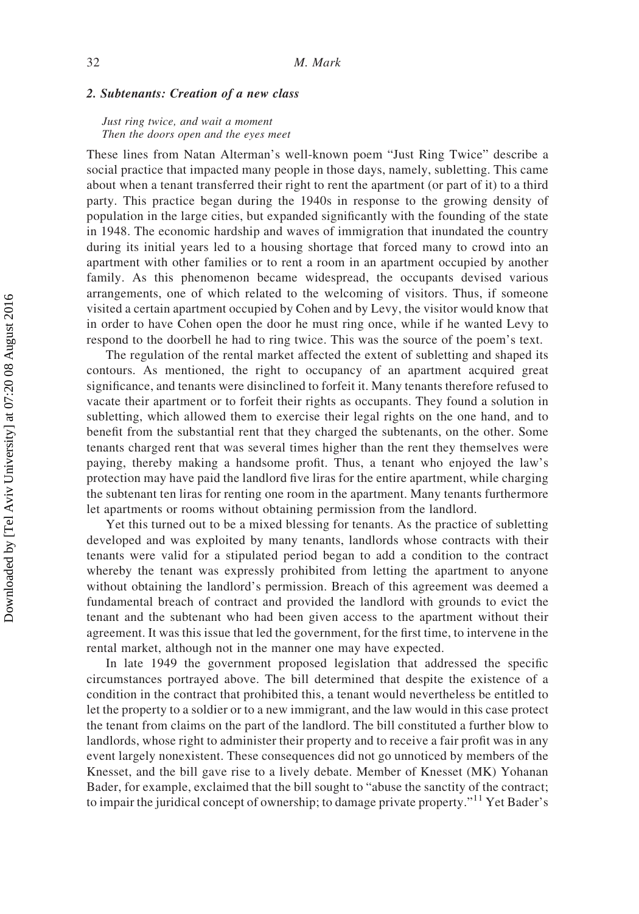### *2. Subtenants: Creation of a new class*

*Just ring twice, and wait a moment*
*Then the doors open and the eyes meet*

These lines from Natan Alterman's well-known poem "Just Ring Twice" describe a social practice that impacted many people in those days, namely, subletting. This came about when a tenant transferred their right to rent the apartment (or part of it) to a third party. This practice began during the 1940s in response to the growing density of population in the large cities, but expanded significantly with the founding of the state in 1948. The economic hardship and waves of immigration that inundated the country during its initial years led to a housing shortage that forced many to crowd into an apartment with other families or to rent a room in an apartment occupied by another family. As this phenomenon became widespread, the occupants devised various arrangements, one of which related to the welcoming of visitors. Thus, if someone visited a certain apartment occupied by Cohen and by Levy, the visitor would know that in order to have Cohen open the door he must ring once, while if he wanted Levy to respond to the doorbell he had to ring twice. This was the source of the poem's text.

The regulation of the rental market affected the extent of subletting and shaped its contours. As mentioned, the right to occupancy of an apartment acquired great significance, and tenants were disinclined to forfeit it. Many tenants therefore refused to vacate their apartment or to forfeit their rights as occupants. They found a solution in subletting, which allowed them to exercise their legal rights on the one hand, and to benefit from the substantial rent that they charged the subtenants, on the other. Some tenants charged rent that was several times higher than the rent they themselves were paying, thereby making a handsome profit. Thus, a tenant who enjoyed the law's protection may have paid the landlord five liras for the entire apartment, while charging the subtenant ten liras for renting one room in the apartment. Many tenants furthermore let apartments or rooms without obtaining permission from the landlord.

Yet this turned out to be a mixed blessing for tenants. As the practice of subletting developed and was exploited by many tenants, landlords whose contracts with their tenants were valid for a stipulated period began to add a condition to the contract whereby the tenant was expressly prohibited from letting the apartment to anyone without obtaining the landlord's permission. Breach of this agreement was deemed a fundamental breach of contract and provided the landlord with grounds to evict the tenant and the subtenant who had been given access to the apartment without their agreement. It was this issue that led the government, for the first time, to intervene in the rental market, although not in the manner one may have expected.

In late 1949 the government proposed legislation that addressed the specific circumstances portrayed above. The bill determined that despite the existence of a condition in the contract that prohibited this, a tenant would nevertheless be entitled to let the property to a soldier or to a new immigrant, and the law would in this case protect the tenant from claims on the part of the landlord. The bill constituted a further blow to landlords, whose right to administer their property and to receive a fair profit was in any event largely nonexistent. These consequences did not go unnoticed by members of the Knesset, and the bill gave rise to a lively debate. Member of Knesset (MK) Yohanan Bader, for example, exclaimed that the bill sought to "abuse the sanctity of the contract; to impair the juridical concept of ownership; to damage private property."[11] Yet Bader's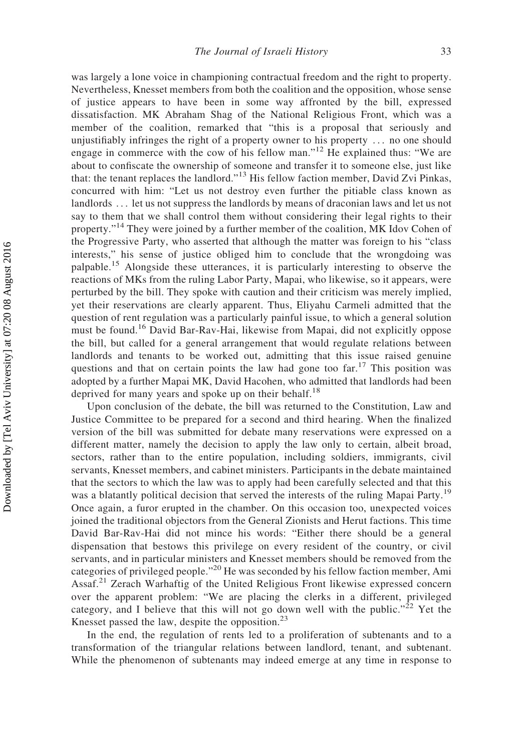was largely a lone voice in championing contractual freedom and the right to property. Nevertheless, Knesset members from both the coalition and the opposition, whose sense of justice appears to have been in some way affronted by the bill, expressed dissatisfaction. MK Abraham Shag of the National Religious Front, which was a member of the coalition, remarked that "this is a proposal that seriously and unjustifiably infringes the right of a property owner to his property ... no one should engage in commerce with the cow of his fellow man."[12] He explained thus: "We are about to confiscate the ownership of someone and transfer it to someone else, just like that: the tenant replaces the landlord."[13] His fellow faction member, David Zvi Pinkas, concurred with him: "Let us not destroy even further the pitiable class known as landlords ... let us not suppress the landlords by means of draconian laws and let us not say to them that we shall control them without considering their legal rights to their property."[14] They were joined by a further member of the coalition, MK Idov Cohen of the Progressive Party, who asserted that although the matter was foreign to his "class interests," his sense of justice obliged him to conclude that the wrongdoing was palpable.[15] Alongside these utterances, it is particularly interesting to observe the reactions of MKs from the ruling Labor Party, Mapai, who likewise, so it appears, were perturbed by the bill. They spoke with caution and their criticism was merely implied, yet their reservations are clearly apparent. Thus, Eliyahu Carmeli admitted that the question of rent regulation was a particularly painful issue, to which a general solution must be found.[16] David Bar-Rav-Hai, likewise from Mapai, did not explicitly oppose the bill, but called for a general arrangement that would regulate relations between landlords and tenants to be worked out, admitting that this issue raised genuine questions and that on certain points the law had gone too far.[17] This position was adopted by a further Mapai MK, David Hacohen, who admitted that landlords had been deprived for many years and spoke up on their behalf.[18]

Upon conclusion of the debate, the bill was returned to the Constitution, Law and Justice Committee to be prepared for a second and third hearing. When the finalized version of the bill was submitted for debate many reservations were expressed on a different matter, namely the decision to apply the law only to certain, albeit broad, sectors, rather than to the entire population, including soldiers, immigrants, civil servants, Knesset members, and cabinet ministers. Participants in the debate maintained that the sectors to which the law was to apply had been carefully selected and that this was a blatantly political decision that served the interests of the ruling Mapai Party.[19] Once again, a furor erupted in the chamber. On this occasion too, unexpected voices joined the traditional objectors from the General Zionists and Herut factions. This time David Bar-Rav-Hai did not mince his words: "Either there should be a general dispensation that bestows this privilege on every resident of the country, or civil servants, and in particular ministers and Knesset members should be removed from the categories of privileged people."[20] He was seconded by his fellow faction member, Ami Assaf.[21] Zerach Warhaftig of the United Religious Front likewise expressed concern over the apparent problem: "We are placing the clerks in a different, privileged category, and I believe that this will not go down well with the public."[22] Yet the Knesset passed the law, despite the opposition.[23]

In the end, the regulation of rents led to a proliferation of subtenants and to a transformation of the triangular relations between landlord, tenant, and subtenant. While the phenomenon of subtenants may indeed emerge at any time in response to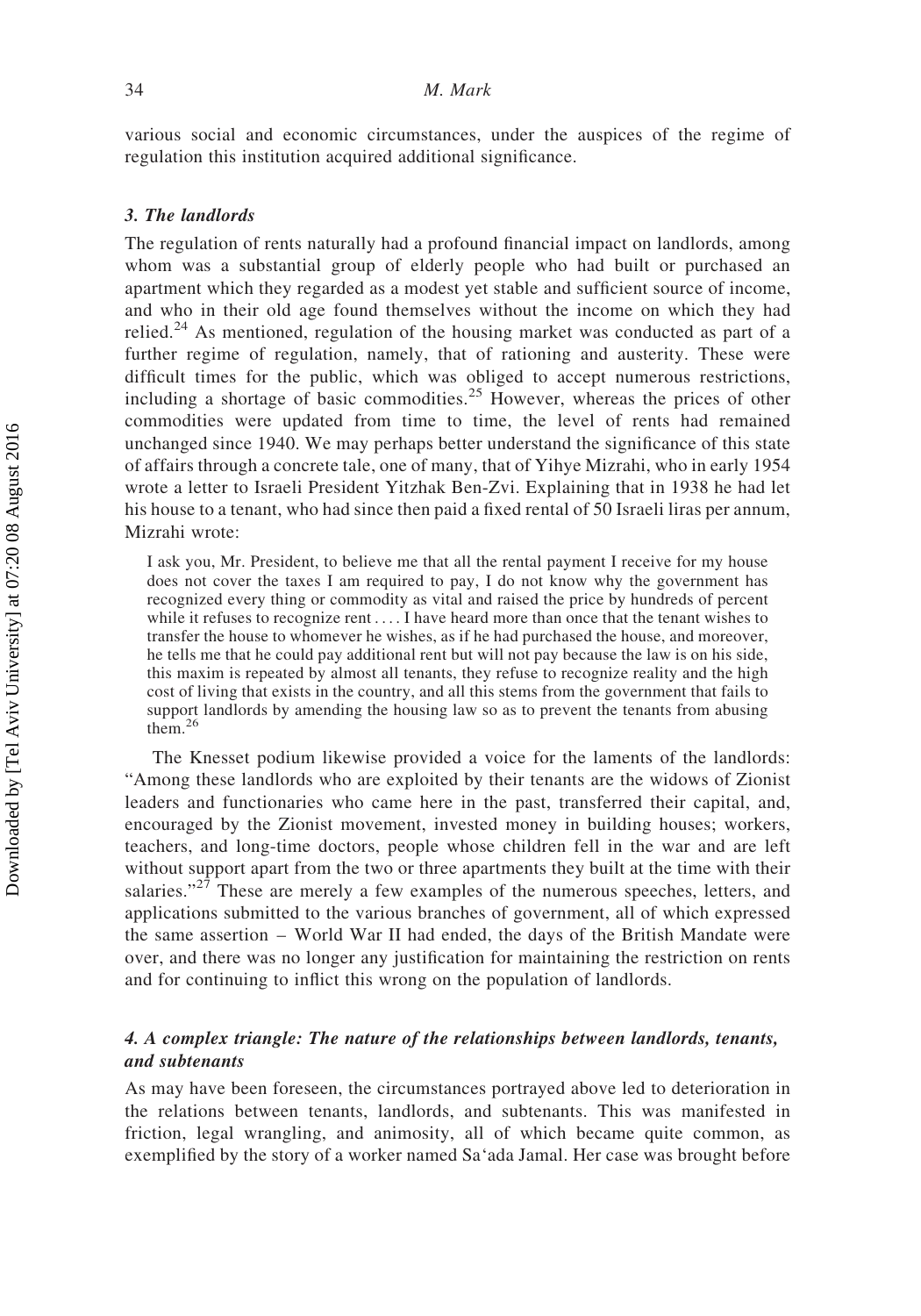various social and economic circumstances, under the auspices of the regime of regulation this institution acquired additional significance.

### *3. The landlords*

The regulation of rents naturally had a profound financial impact on landlords, among whom was a substantial group of elderly people who had built or purchased an apartment which they regarded as a modest yet stable and sufficient source of income, and who in their old age found themselves without the income on which they had relied.[24] As mentioned, regulation of the housing market was conducted as part of a further regime of regulation, namely, that of rationing and austerity. These were difficult times for the public, which was obliged to accept numerous restrictions, including a shortage of basic commodities.[25] However, whereas the prices of other commodities were updated from time to time, the level of rents had remained unchanged since 1940. We may perhaps better understand the significance of this state of affairs through a concrete tale, one of many, that of Yihye Mizrahi, who in early 1954 wrote a letter to Israeli President Yitzhak Ben-Zvi. Explaining that in 1938 he had let his house to a tenant, who had since then paid a fixed rental of 50 Israeli liras per annum, Mizrahi wrote:

> I ask you, Mr. President, to believe me that all the rental payment I receive for my house does not cover the taxes I am required to pay, I do not know why the government has recognized every thing or commodity as vital and raised the price by hundreds of percent while it refuses to recognize rent . . . . I have heard more than once that the tenant wishes to transfer the house to whomever he wishes, as if he had purchased the house, and moreover, he tells me that he could pay additional rent but will not pay because the law is on his side, this maxim is repeated by almost all tenants, they refuse to recognize reality and the high cost of living that exists in the country, and all this stems from the government that fails to support landlords by amending the housing law so as to prevent the tenants from abusing them.[26]

The Knesset podium likewise provided a voice for the laments of the landlords: "Among these landlords who are exploited by their tenants are the widows of Zionist leaders and functionaries who came here in the past, transferred their capital, and, encouraged by the Zionist movement, invested money in building houses; workers, teachers, and long-time doctors, people whose children fell in the war and are left without support apart from the two or three apartments they built at the time with their salaries."[27] These are merely a few examples of the numerous speeches, letters, and applications submitted to the various branches of government, all of which expressed the same assertion – World War II had ended, the days of the British Mandate were over, and there was no longer any justification for maintaining the restriction on rents and for continuing to inflict this wrong on the population of landlords.

### *4. A complex triangle: The nature of the relationships between landlords, tenants, and subtenants*

As may have been foreseen, the circumstances portrayed above led to deterioration in the relations between tenants, landlords, and subtenants. This was manifested in friction, legal wrangling, and animosity, all of which became quite common, as exemplified by the story of a worker named Sa'ada Jamal. Her case was brought before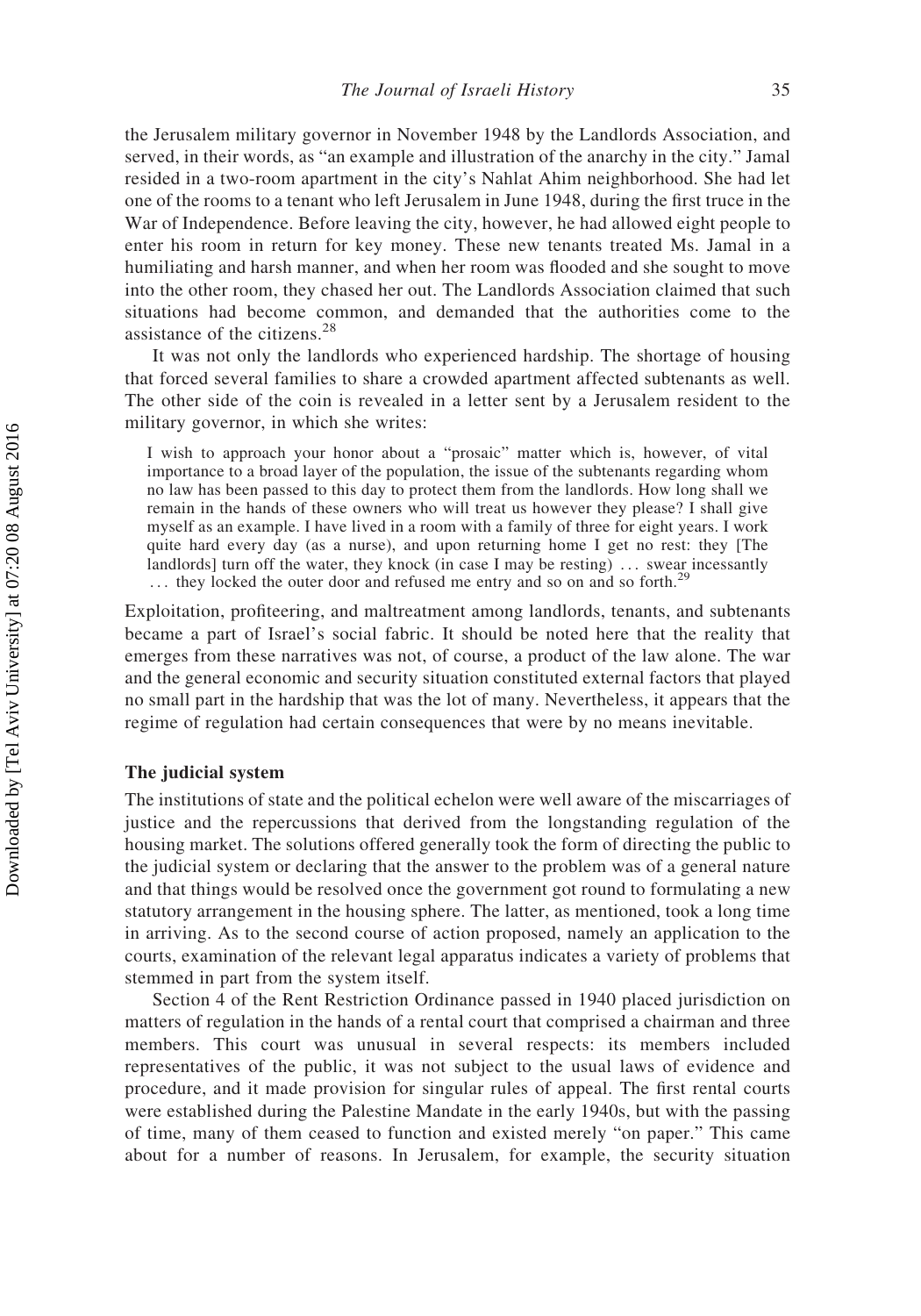the Jerusalem military governor in November 1948 by the Landlords Association, and served, in their words, as "an example and illustration of the anarchy in the city." Jamal resided in a two-room apartment in the city's Nahlat Ahim neighborhood. She had let one of the rooms to a tenant who left Jerusalem in June 1948, during the first truce in the War of Independence. Before leaving the city, however, he had allowed eight people to enter his room in return for key money. These new tenants treated Ms. Jamal in a humiliating and harsh manner, and when her room was flooded and she sought to move into the other room, they chased her out. The Landlords Association claimed that such situations had become common, and demanded that the authorities come to the assistance of the citizens.[28]

It was not only the landlords who experienced hardship. The shortage of housing that forced several families to share a crowded apartment affected subtenants as well. The other side of the coin is revealed in a letter sent by a Jerusalem resident to the military governor, in which she writes:

> I wish to approach your honor about a "prosaic" matter which is, however, of vital importance to a broad layer of the population, the issue of the subtenants regarding whom no law has been passed to this day to protect them from the landlords. How long shall we remain in the hands of these owners who will treat us however they please? I shall give myself as an example. I have lived in a room with a family of three for eight years. I work quite hard every day (as a nurse), and upon returning home I get no rest: they [The landlords] turn off the water, they knock (in case I may be resting) ... swear incessantly ... they locked the outer door and refused me entry and so on and so forth.[29]

Exploitation, profiteering, and maltreatment among landlords, tenants, and subtenants became a part of Israel's social fabric. It should be noted here that the reality that emerges from these narratives was not, of course, a product of the law alone. The war and the general economic and security situation constituted external factors that played no small part in the hardship that was the lot of many. Nevertheless, it appears that the regime of regulation had certain consequences that were by no means inevitable.

### The judicial system

The institutions of state and the political echelon were well aware of the miscarriages of justice and the repercussions that derived from the longstanding regulation of the housing market. The solutions offered generally took the form of directing the public to the judicial system or declaring that the answer to the problem was of a general nature and that things would be resolved once the government got round to formulating a new statutory arrangement in the housing sphere. The latter, as mentioned, took a long time in arriving. As to the second course of action proposed, namely an application to the courts, examination of the relevant legal apparatus indicates a variety of problems that stemmed in part from the system itself.

Section 4 of the Rent Restriction Ordinance passed in 1940 placed jurisdiction on matters of regulation in the hands of a rental court that comprised a chairman and three members. This court was unusual in several respects: its members included representatives of the public, it was not subject to the usual laws of evidence and procedure, and it made provision for singular rules of appeal. The first rental courts were established during the Palestine Mandate in the early 1940s, but with the passing of time, many of them ceased to function and existed merely "on paper." This came about for a number of reasons. In Jerusalem, for example, the security situation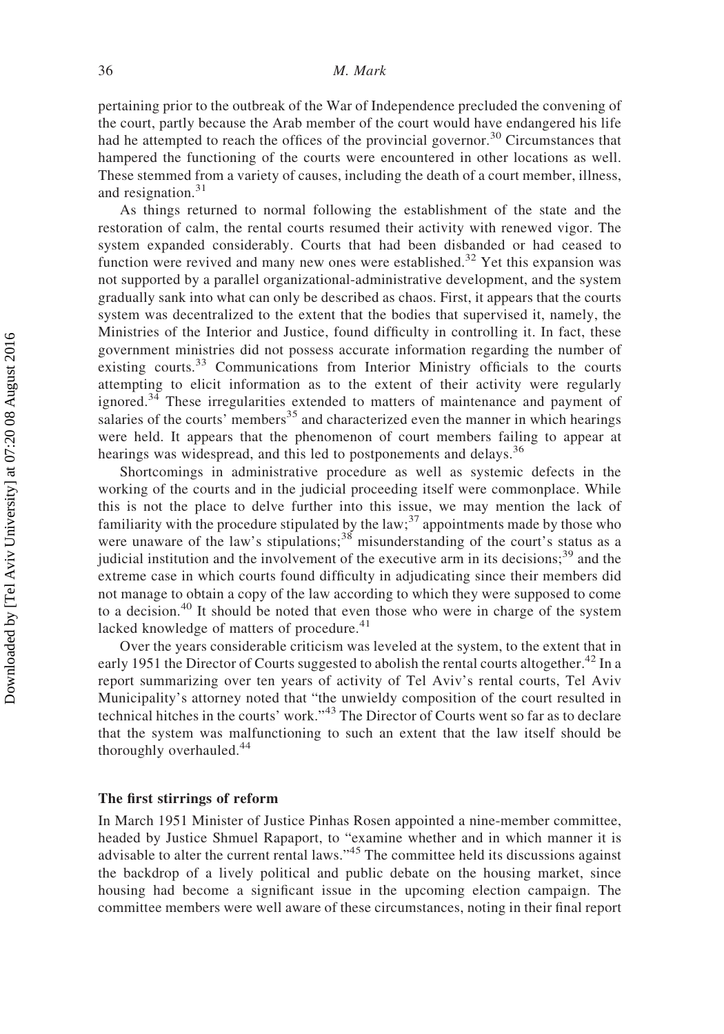pertaining prior to the outbreak of the War of Independence precluded the convening of the court, partly because the Arab member of the court would have endangered his life had he attempted to reach the offices of the provincial governor.[30] Circumstances that hampered the functioning of the courts were encountered in other locations as well. These stemmed from a variety of causes, including the death of a court member, illness, and resignation.[31]

As things returned to normal following the establishment of the state and the restoration of calm, the rental courts resumed their activity with renewed vigor. The system expanded considerably. Courts that had been disbanded or had ceased to function were revived and many new ones were established.[32] Yet this expansion was not supported by a parallel organizational-administrative development, and the system gradually sank into what can only be described as chaos. First, it appears that the courts system was decentralized to the extent that the bodies that supervised it, namely, the Ministries of the Interior and Justice, found difficulty in controlling it. In fact, these government ministries did not possess accurate information regarding the number of existing courts.[33] Communications from Interior Ministry officials to the courts attempting to elicit information as to the extent of their activity were regularly ignored.[34] These irregularities extended to matters of maintenance and payment of salaries of the courts' members[35] and characterized even the manner in which hearings were held. It appears that the phenomenon of court members failing to appear at hearings was widespread, and this led to postponements and delays.[36]

Shortcomings in administrative procedure as well as systemic defects in the working of the courts and in the judicial proceeding itself were commonplace. While this is not the place to delve further into this issue, we may mention the lack of familiarity with the procedure stipulated by the law;[37] appointments made by those who were unaware of the law's stipulations;[38] misunderstanding of the court's status as a judicial institution and the involvement of the executive arm in its decisions;[39] and the extreme case in which courts found difficulty in adjudicating since their members did not manage to obtain a copy of the law according to which they were supposed to come to a decision.[40] It should be noted that even those who were in charge of the system lacked knowledge of matters of procedure.[41]

Over the years considerable criticism was leveled at the system, to the extent that in early 1951 the Director of Courts suggested to abolish the rental courts altogether.[42] In a report summarizing over ten years of activity of Tel Aviv's rental courts, Tel Aviv Municipality's attorney noted that "the unwieldy composition of the court resulted in technical hitches in the courts' work."[43] The Director of Courts went so far as to declare that the system was malfunctioning to such an extent that the law itself should be thoroughly overhauled.[44]

### The first stirrings of reform

In March 1951 Minister of Justice Pinhas Rosen appointed a nine-member committee, headed by Justice Shmuel Rapaport, to "examine whether and in which manner it is advisable to alter the current rental laws."[45] The committee held its discussions against the backdrop of a lively political and public debate on the housing market, since housing had become a significant issue in the upcoming election campaign. The committee members were well aware of these circumstances, noting in their final report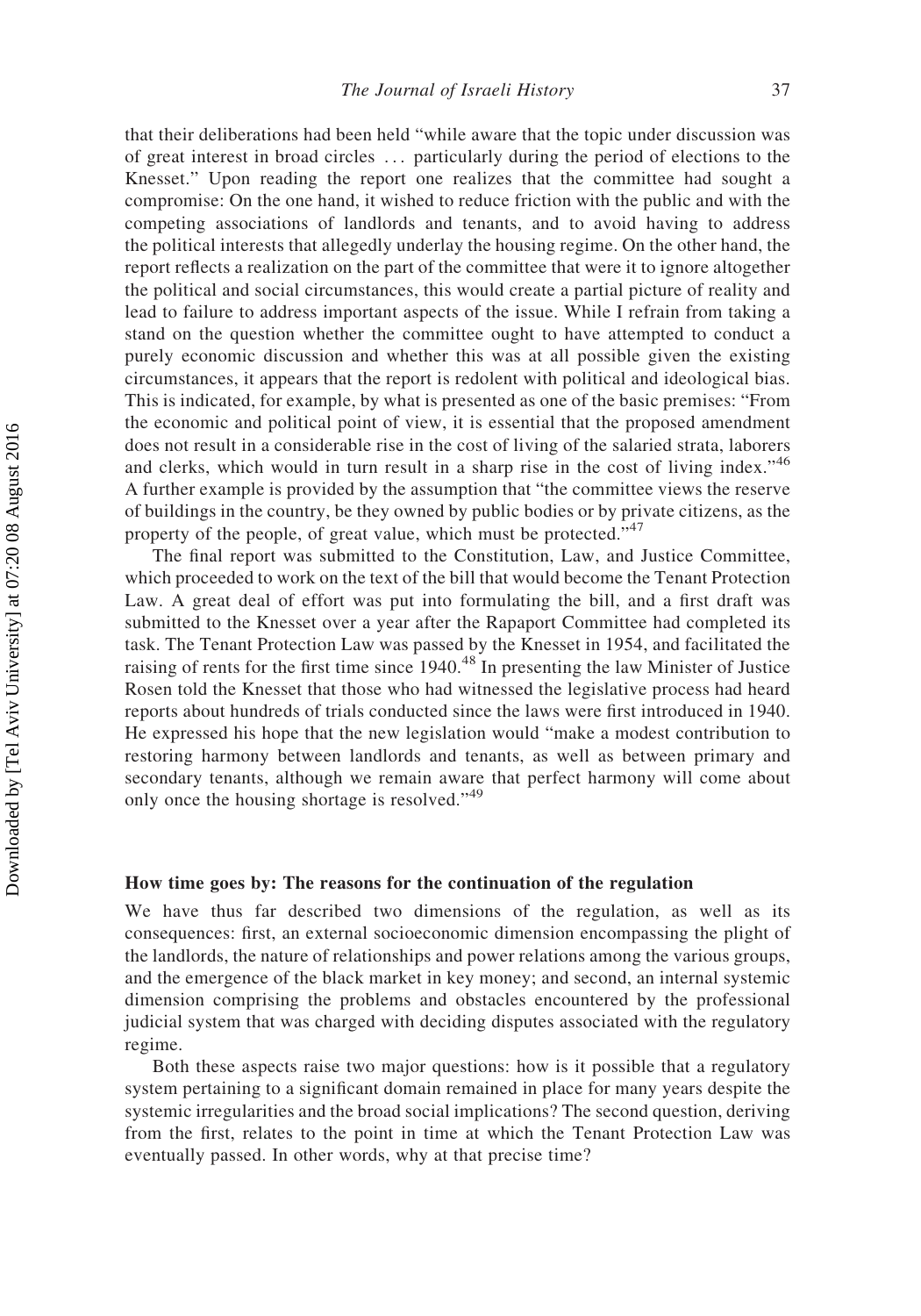that their deliberations had been held "while aware that the topic under discussion was of great interest in broad circles ... particularly during the period of elections to the Knesset." Upon reading the report one realizes that the committee had sought a compromise: On the one hand, it wished to reduce friction with the public and with the competing associations of landlords and tenants, and to avoid having to address the political interests that allegedly underlay the housing regime. On the other hand, the report reflects a realization on the part of the committee that were it to ignore altogether the political and social circumstances, this would create a partial picture of reality and lead to failure to address important aspects of the issue. While I refrain from taking a stand on the question whether the committee ought to have attempted to conduct a purely economic discussion and whether this was at all possible given the existing circumstances, it appears that the report is redolent with political and ideological bias. This is indicated, for example, by what is presented as one of the basic premises: "From the economic and political point of view, it is essential that the proposed amendment does not result in a considerable rise in the cost of living of the salaried strata, laborers and clerks, which would in turn result in a sharp rise in the cost of living index."[46] A further example is provided by the assumption that "the committee views the reserve of buildings in the country, be they owned by public bodies or by private citizens, as the property of the people, of great value, which must be protected."[47]

The final report was submitted to the Constitution, Law, and Justice Committee, which proceeded to work on the text of the bill that would become the Tenant Protection Law. A great deal of effort was put into formulating the bill, and a first draft was submitted to the Knesset over a year after the Rapaport Committee had completed its task. The Tenant Protection Law was passed by the Knesset in 1954, and facilitated the raising of rents for the first time since 1940.[48] In presenting the law Minister of Justice Rosen told the Knesset that those who had witnessed the legislative process had heard reports about hundreds of trials conducted since the laws were first introduced in 1940. He expressed his hope that the new legislation would "make a modest contribution to restoring harmony between landlords and tenants, as well as between primary and secondary tenants, although we remain aware that perfect harmony will come about only once the housing shortage is resolved."[49]

### How time goes by: The reasons for the continuation of the regulation

We have thus far described two dimensions of the regulation, as well as its consequences: first, an external socioeconomic dimension encompassing the plight of the landlords, the nature of relationships and power relations among the various groups, and the emergence of the black market in key money; and second, an internal systemic dimension comprising the problems and obstacles encountered by the professional judicial system that was charged with deciding disputes associated with the regulatory regime.

Both these aspects raise two major questions: how is it possible that a regulatory system pertaining to a significant domain remained in place for many years despite the systemic irregularities and the broad social implications? The second question, deriving from the first, relates to the point in time at which the Tenant Protection Law was eventually passed. In other words, why at that precise time?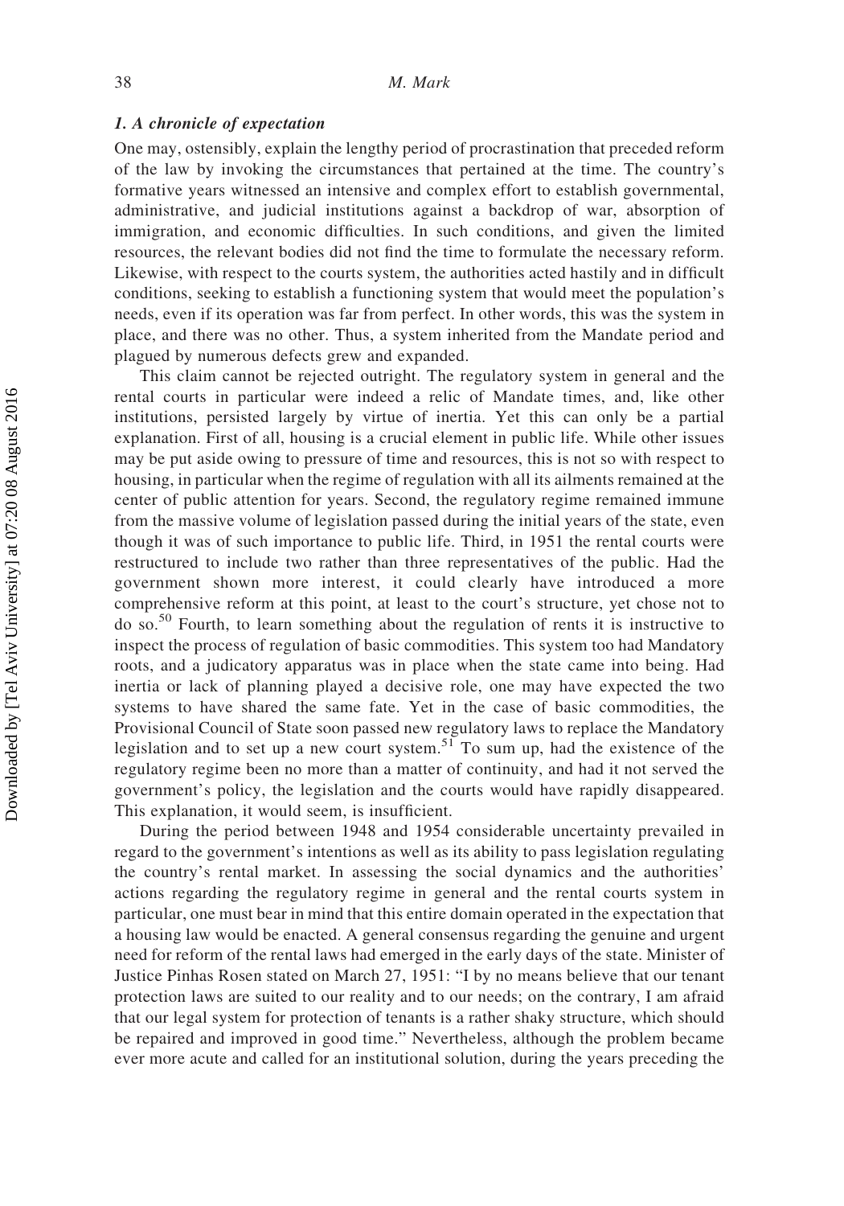### *1. A chronicle of expectation*

One may, ostensibly, explain the lengthy period of procrastination that preceded reform of the law by invoking the circumstances that pertained at the time. The country's formative years witnessed an intensive and complex effort to establish governmental, administrative, and judicial institutions against a backdrop of war, absorption of immigration, and economic difficulties. In such conditions, and given the limited resources, the relevant bodies did not find the time to formulate the necessary reform. Likewise, with respect to the courts system, the authorities acted hastily and in difficult conditions, seeking to establish a functioning system that would meet the population's needs, even if its operation was far from perfect. In other words, this was the system in place, and there was no other. Thus, a system inherited from the Mandate period and plagued by numerous defects grew and expanded.

This claim cannot be rejected outright. The regulatory system in general and the rental courts in particular were indeed a relic of Mandate times, and, like other institutions, persisted largely by virtue of inertia. Yet this can only be a partial explanation. First of all, housing is a crucial element in public life. While other issues may be put aside owing to pressure of time and resources, this is not so with respect to housing, in particular when the regime of regulation with all its ailments remained at the center of public attention for years. Second, the regulatory regime remained immune from the massive volume of legislation passed during the initial years of the state, even though it was of such importance to public life. Third, in 1951 the rental courts were restructured to include two rather than three representatives of the public. Had the government shown more interest, it could clearly have introduced a more comprehensive reform at this point, at least to the court's structure, yet chose not to do so.[50] Fourth, to learn something about the regulation of rents it is instructive to inspect the process of regulation of basic commodities. This system too had Mandatory roots, and a judicatory apparatus was in place when the state came into being. Had inertia or lack of planning played a decisive role, one may have expected the two systems to have shared the same fate. Yet in the case of basic commodities, the Provisional Council of State soon passed new regulatory laws to replace the Mandatory legislation and to set up a new court system.[51] To sum up, had the existence of the regulatory regime been no more than a matter of continuity, and had it not served the government's policy, the legislation and the courts would have rapidly disappeared. This explanation, it would seem, is insufficient.

During the period between 1948 and 1954 considerable uncertainty prevailed in regard to the government's intentions as well as its ability to pass legislation regulating the country's rental market. In assessing the social dynamics and the authorities' actions regarding the regulatory regime in general and the rental courts system in particular, one must bear in mind that this entire domain operated in the expectation that a housing law would be enacted. A general consensus regarding the genuine and urgent need for reform of the rental laws had emerged in the early days of the state. Minister of Justice Pinhas Rosen stated on March 27, 1951: "I by no means believe that our tenant protection laws are suited to our reality and to our needs; on the contrary, I am afraid that our legal system for protection of tenants is a rather shaky structure, which should be repaired and improved in good time." Nevertheless, although the problem became ever more acute and called for an institutional solution, during the years preceding the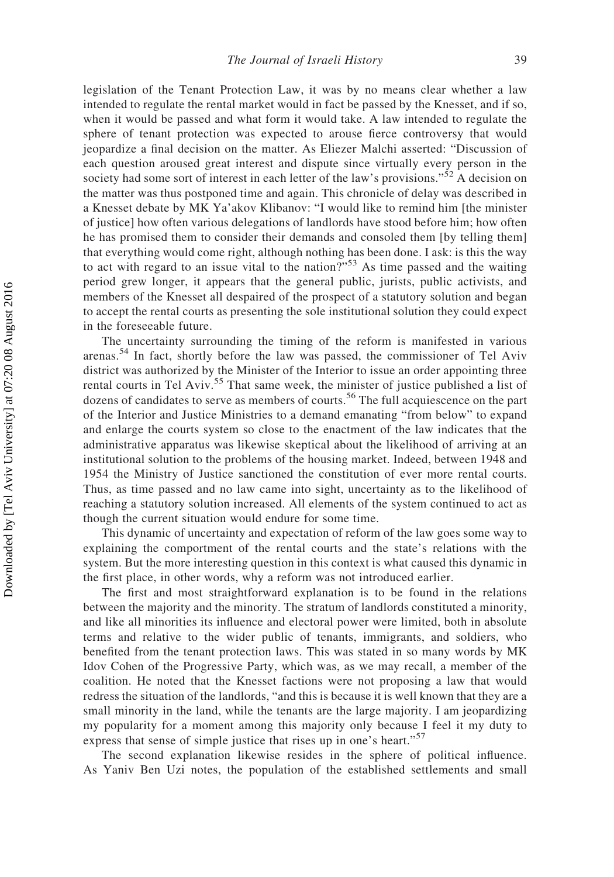legislation of the Tenant Protection Law, it was by no means clear whether a law intended to regulate the rental market would in fact be passed by the Knesset, and if so, when it would be passed and what form it would take. A law intended to regulate the sphere of tenant protection was expected to arouse fierce controversy that would jeopardize a final decision on the matter. As Eliezer Malchi asserted: "Discussion of each question aroused great interest and dispute since virtually every person in the society had some sort of interest in each letter of the law's provisions."[52] A decision on the matter was thus postponed time and again. This chronicle of delay was described in a Knesset debate by MK Ya'akov Klibanov: "I would like to remind him [the minister of justice] how often various delegations of landlords have stood before him; how often he has promised them to consider their demands and consoled them [by telling them] that everything would come right, although nothing has been done. I ask: is this the way to act with regard to an issue vital to the nation?"[53] As time passed and the waiting period grew longer, it appears that the general public, jurists, public activists, and members of the Knesset all despaired of the prospect of a statutory solution and began to accept the rental courts as presenting the sole institutional solution they could expect in the foreseeable future.

The uncertainty surrounding the timing of the reform is manifested in various arenas.[54] In fact, shortly before the law was passed, the commissioner of Tel Aviv district was authorized by the Minister of the Interior to issue an order appointing three rental courts in Tel Aviv.[55] That same week, the minister of justice published a list of dozens of candidates to serve as members of courts.[56] The full acquiescence on the part of the Interior and Justice Ministries to a demand emanating "from below" to expand and enlarge the courts system so close to the enactment of the law indicates that the administrative apparatus was likewise skeptical about the likelihood of arriving at an institutional solution to the problems of the housing market. Indeed, between 1948 and 1954 the Ministry of Justice sanctioned the constitution of ever more rental courts. Thus, as time passed and no law came into sight, uncertainty as to the likelihood of reaching a statutory solution increased. All elements of the system continued to act as though the current situation would endure for some time.

This dynamic of uncertainty and expectation of reform of the law goes some way to explaining the comportment of the rental courts and the state's relations with the system. But the more interesting question in this context is what caused this dynamic in the first place, in other words, why a reform was not introduced earlier.

The first and most straightforward explanation is to be found in the relations between the majority and the minority. The stratum of landlords constituted a minority, and like all minorities its influence and electoral power were limited, both in absolute terms and relative to the wider public of tenants, immigrants, and soldiers, who benefited from the tenant protection laws. This was stated in so many words by MK Idov Cohen of the Progressive Party, which was, as we may recall, a member of the coalition. He noted that the Knesset factions were not proposing a law that would redress the situation of the landlords, "and this is because it is well known that they are a small minority in the land, while the tenants are the large majority. I am jeopardizing my popularity for a moment among this majority only because I feel it my duty to express that sense of simple justice that rises up in one's heart."[57]

The second explanation likewise resides in the sphere of political influence. As Yaniv Ben Uzi notes, the population of the established settlements and small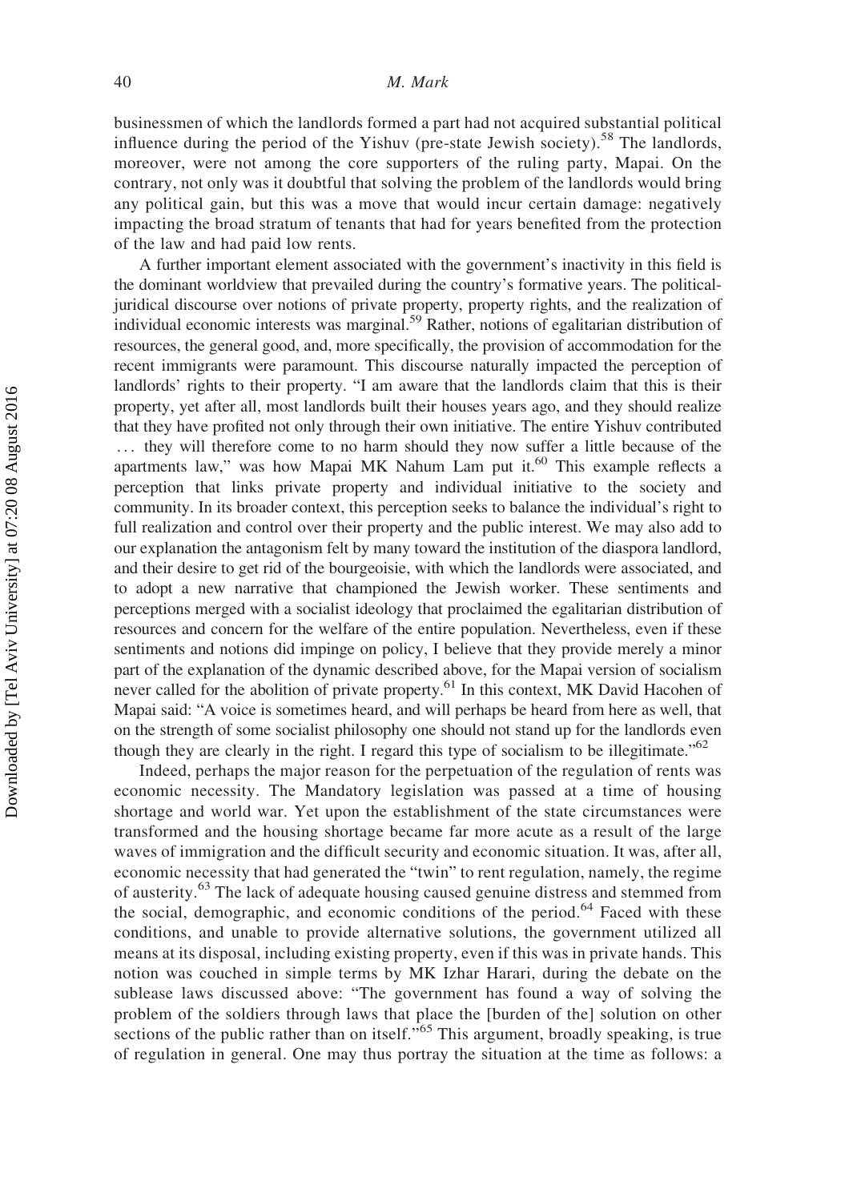businessmen of which the landlords formed a part had not acquired substantial political influence during the period of the Yishuv (pre-state Jewish society).[58] The landlords, moreover, were not among the core supporters of the ruling party, Mapai. On the contrary, not only was it doubtful that solving the problem of the landlords would bring any political gain, but this was a move that would incur certain damage: negatively impacting the broad stratum of tenants that had for years benefited from the protection of the law and had paid low rents.

A further important element associated with the government's inactivity in this field is the dominant worldview that prevailed during the country's formative years. The political-juridical discourse over notions of private property, property rights, and the realization of individual economic interests was marginal.[59] Rather, notions of egalitarian distribution of resources, the general good, and, more specifically, the provision of accommodation for the recent immigrants were paramount. This discourse naturally impacted the perception of landlords' rights to their property. "I am aware that the landlords claim that this is their property, yet after all, most landlords built their houses years ago, and they should realize that they have profited not only through their own initiative. The entire Yishuv contributed … they will therefore come to no harm should they now suffer a little because of the apartments law," was how Mapai MK Nahum Lam put it.[60] This example reflects a perception that links private property and individual initiative to the society and community. In its broader context, this perception seeks to balance the individual's right to full realization and control over their property and the public interest. We may also add to our explanation the antagonism felt by many toward the institution of the diaspora landlord, and their desire to get rid of the bourgeoisie, with which the landlords were associated, and to adopt a new narrative that championed the Jewish worker. These sentiments and perceptions merged with a socialist ideology that proclaimed the egalitarian distribution of resources and concern for the welfare of the entire population. Nevertheless, even if these sentiments and notions did impinge on policy, I believe that they provide merely a minor part of the explanation of the dynamic described above, for the Mapai version of socialism never called for the abolition of private property.[61] In this context, MK David Hacohen of Mapai said: "A voice is sometimes heard, and will perhaps be heard from here as well, that on the strength of some socialist philosophy one should not stand up for the landlords even though they are clearly in the right. I regard this type of socialism to be illegitimate."[62]

Indeed, perhaps the major reason for the perpetuation of the regulation of rents was economic necessity. The Mandatory legislation was passed at a time of housing shortage and world war. Yet upon the establishment of the state circumstances were transformed and the housing shortage became far more acute as a result of the large waves of immigration and the difficult security and economic situation. It was, after all, economic necessity that had generated the "twin" to rent regulation, namely, the regime of austerity.[63] The lack of adequate housing caused genuine distress and stemmed from the social, demographic, and economic conditions of the period.[64] Faced with these conditions, and unable to provide alternative solutions, the government utilized all means at its disposal, including existing property, even if this was in private hands. This notion was couched in simple terms by MK Izhar Harari, during the debate on the sublease laws discussed above: "The government has found a way of solving the problem of the soldiers through laws that place the [burden of the] solution on other sections of the public rather than on itself."[65] This argument, broadly speaking, is true of regulation in general. One may thus portray the situation at the time as follows: a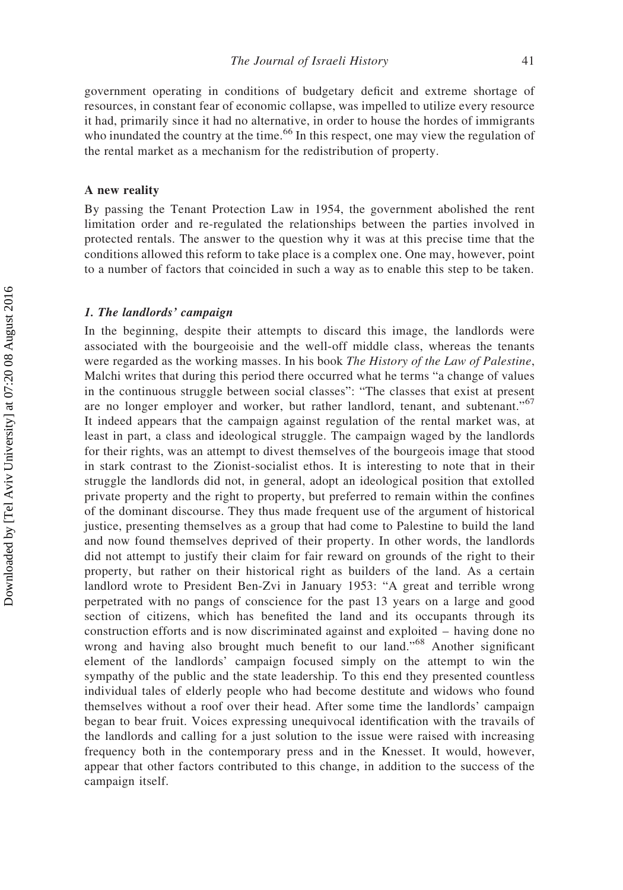government operating in conditions of budgetary deficit and extreme shortage of resources, in constant fear of economic collapse, was impelled to utilize every resource it had, primarily since it had no alternative, in order to house the hordes of immigrants who inundated the country at the time.[66] In this respect, one may view the regulation of the rental market as a mechanism for the redistribution of property.

## A new reality

By passing the Tenant Protection Law in 1954, the government abolished the rent limitation order and re-regulated the relationships between the parties involved in protected rentals. The answer to the question why it was at this precise time that the conditions allowed this reform to take place is a complex one. One may, however, point to a number of factors that coincided in such a way as to enable this step to be taken.

### *1. The landlords' campaign*

In the beginning, despite their attempts to discard this image, the landlords were associated with the bourgeoisie and the well-off middle class, whereas the tenants were regarded as the working masses. In his book *The History of the Law of Palestine*, Malchi writes that during this period there occurred what he terms "a change of values in the continuous struggle between social classes": "The classes that exist at present are no longer employer and worker, but rather landlord, tenant, and subtenant."[67] It indeed appears that the campaign against regulation of the rental market was, at least in part, a class and ideological struggle. The campaign waged by the landlords for their rights, was an attempt to divest themselves of the bourgeois image that stood in stark contrast to the Zionist-socialist ethos. It is interesting to note that in their struggle the landlords did not, in general, adopt an ideological position that extolled private property and the right to property, but preferred to remain within the confines of the dominant discourse. They thus made frequent use of the argument of historical justice, presenting themselves as a group that had come to Palestine to build the land and now found themselves deprived of their property. In other words, the landlords did not attempt to justify their claim for fair reward on grounds of the right to their property, but rather on their historical right as builders of the land. As a certain landlord wrote to President Ben-Zvi in January 1953: "A great and terrible wrong perpetrated with no pangs of conscience for the past 13 years on a large and good section of citizens, which has benefited the land and its occupants through its construction efforts and is now discriminated against and exploited – having done no wrong and having also brought much benefit to our land."[68] Another significant element of the landlords' campaign focused simply on the attempt to win the sympathy of the public and the state leadership. To this end they presented countless individual tales of elderly people who had become destitute and widows who found themselves without a roof over their head. After some time the landlords' campaign began to bear fruit. Voices expressing unequivocal identification with the travails of the landlords and calling for a just solution to the issue were raised with increasing frequency both in the contemporary press and in the Knesset. It would, however, appear that other factors contributed to this change, in addition to the success of the campaign itself.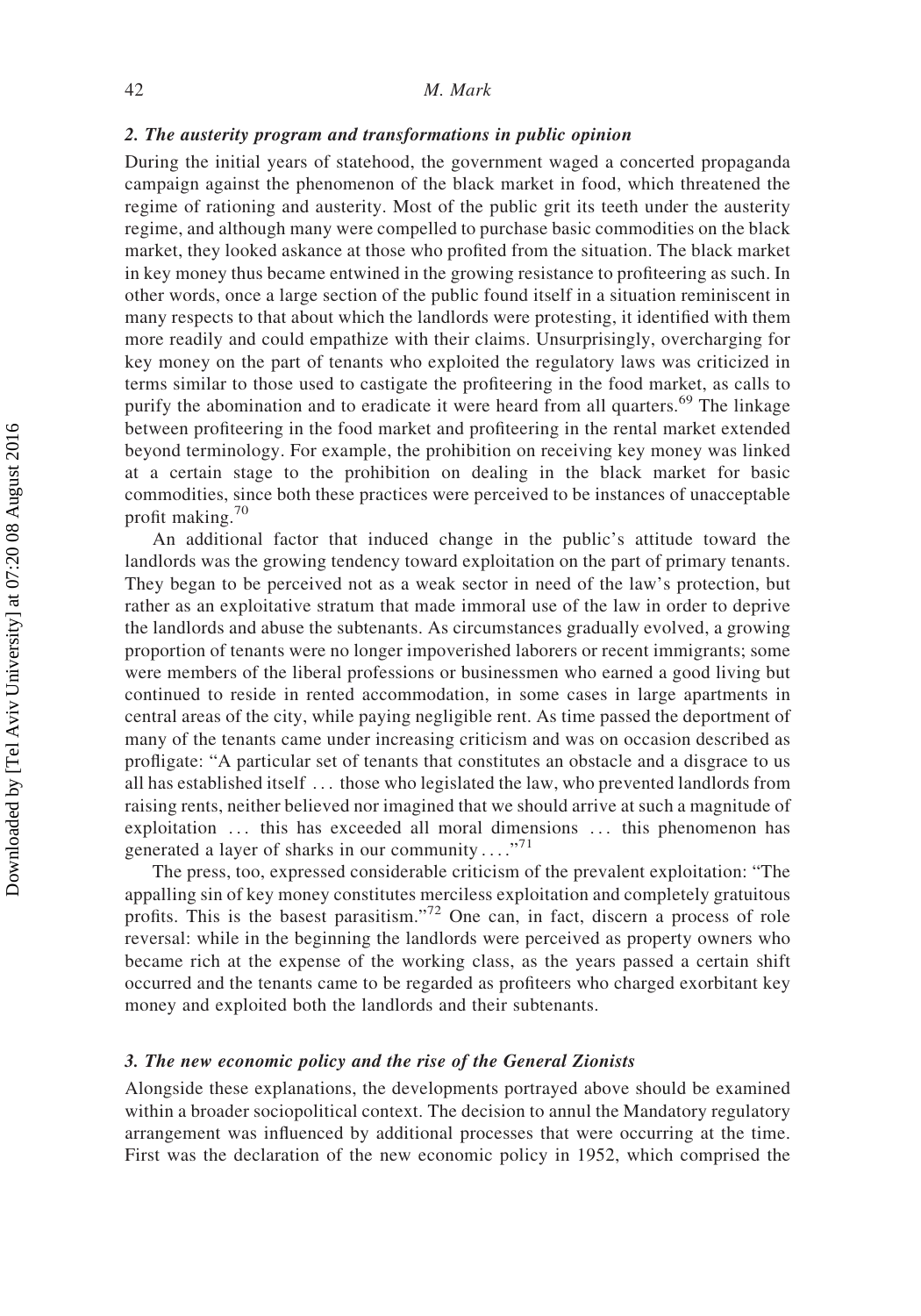### *2. The austerity program and transformations in public opinion*

During the initial years of statehood, the government waged a concerted propaganda campaign against the phenomenon of the black market in food, which threatened the regime of rationing and austerity. Most of the public grit its teeth under the austerity regime, and although many were compelled to purchase basic commodities on the black market, they looked askance at those who profited from the situation. The black market in key money thus became entwined in the growing resistance to profiteering as such. In other words, once a large section of the public found itself in a situation reminiscent in many respects to that about which the landlords were protesting, it identified with them more readily and could empathize with their claims. Unsurprisingly, overcharging for key money on the part of tenants who exploited the regulatory laws was criticized in terms similar to those used to castigate the profiteering in the food market, as calls to purify the abomination and to eradicate it were heard from all quarters.[69] The linkage between profiteering in the food market and profiteering in the rental market extended beyond terminology. For example, the prohibition on receiving key money was linked at a certain stage to the prohibition on dealing in the black market for basic commodities, since both these practices were perceived to be instances of unacceptable profit making.[70]

An additional factor that induced change in the public's attitude toward the landlords was the growing tendency toward exploitation on the part of primary tenants. They began to be perceived not as a weak sector in need of the law's protection, but rather as an exploitative stratum that made immoral use of the law in order to deprive the landlords and abuse the subtenants. As circumstances gradually evolved, a growing proportion of tenants were no longer impoverished laborers or recent immigrants; some were members of the liberal professions or businessmen who earned a good living but continued to reside in rented accommodation, in some cases in large apartments in central areas of the city, while paying negligible rent. As time passed the deportment of many of the tenants came under increasing criticism and was on occasion described as profligate: "A particular set of tenants that constitutes an obstacle and a disgrace to us all has established itself ... those who legislated the law, who prevented landlords from raising rents, neither believed nor imagined that we should arrive at such a magnitude of exploitation ... this has exceeded all moral dimensions ... this phenomenon has generated a layer of sharks in our community ... ."[71]

The press, too, expressed considerable criticism of the prevalent exploitation: "The appalling sin of key money constitutes merciless exploitation and completely gratuitous profits. This is the basest parasitism."[72] One can, in fact, discern a process of role reversal: while in the beginning the landlords were perceived as property owners who became rich at the expense of the working class, as the years passed a certain shift occurred and the tenants came to be regarded as profiteers who charged exorbitant key money and exploited both the landlords and their subtenants.

### *3. The new economic policy and the rise of the General Zionists*

Alongside these explanations, the developments portrayed above should be examined within a broader sociopolitical context. The decision to annul the Mandatory regulatory arrangement was influenced by additional processes that were occurring at the time. First was the declaration of the new economic policy in 1952, which comprised the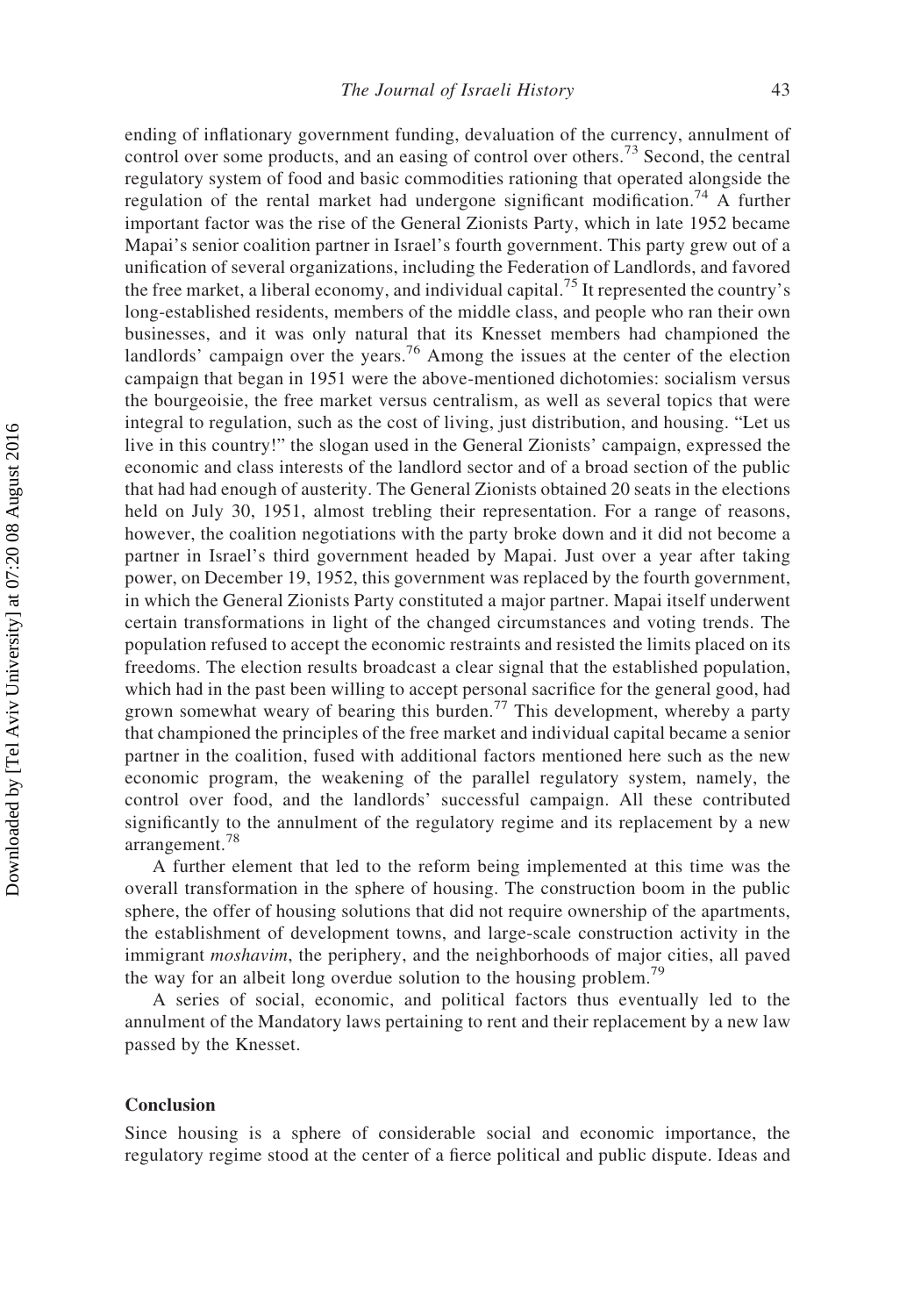ending of inflationary government funding, devaluation of the currency, annulment of control over some products, and an easing of control over others.[73] Second, the central regulatory system of food and basic commodities rationing that operated alongside the regulation of the rental market had undergone significant modification.[74] A further important factor was the rise of the General Zionists Party, which in late 1952 became Mapai's senior coalition partner in Israel's fourth government. This party grew out of a unification of several organizations, including the Federation of Landlords, and favored the free market, a liberal economy, and individual capital.[75] It represented the country's long-established residents, members of the middle class, and people who ran their own businesses, and it was only natural that its Knesset members had championed the landlords' campaign over the years.[76] Among the issues at the center of the election campaign that began in 1951 were the above-mentioned dichotomies: socialism versus the bourgeoisie, the free market versus centralism, as well as several topics that were integral to regulation, such as the cost of living, just distribution, and housing. "Let us live in this country!" the slogan used in the General Zionists' campaign, expressed the economic and class interests of the landlord sector and of a broad section of the public that had had enough of austerity. The General Zionists obtained 20 seats in the elections held on July 30, 1951, almost trebling their representation. For a range of reasons, however, the coalition negotiations with the party broke down and it did not become a partner in Israel's third government headed by Mapai. Just over a year after taking power, on December 19, 1952, this government was replaced by the fourth government, in which the General Zionists Party constituted a major partner. Mapai itself underwent certain transformations in light of the changed circumstances and voting trends. The population refused to accept the economic restraints and resisted the limits placed on its freedoms. The election results broadcast a clear signal that the established population, which had in the past been willing to accept personal sacrifice for the general good, had grown somewhat weary of bearing this burden.[77] This development, whereby a party that championed the principles of the free market and individual capital became a senior partner in the coalition, fused with additional factors mentioned here such as the new economic program, the weakening of the parallel regulatory system, namely, the control over food, and the landlords' successful campaign. All these contributed significantly to the annulment of the regulatory regime and its replacement by a new arrangement.[78]

A further element that led to the reform being implemented at this time was the overall transformation in the sphere of housing. The construction boom in the public sphere, the offer of housing solutions that did not require ownership of the apartments, the establishment of development towns, and large-scale construction activity in the immigrant *moshavim*, the periphery, and the neighborhoods of major cities, all paved the way for an albeit long overdue solution to the housing problem.[79]

A series of social, economic, and political factors thus eventually led to the annulment of the Mandatory laws pertaining to rent and their replacement by a new law passed by the Knesset.

## Conclusion

Since housing is a sphere of considerable social and economic importance, the regulatory regime stood at the center of a fierce political and public dispute. Ideas and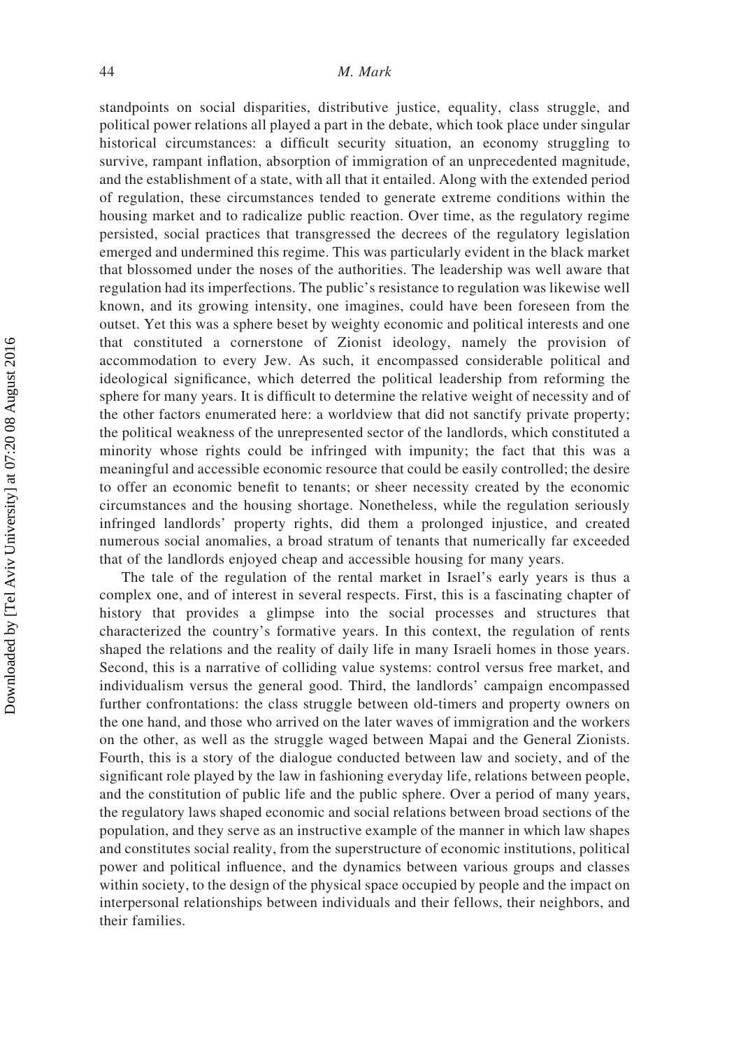standpoints on social disparities, distributive justice, equality, class struggle, and political power relations all played a part in the debate, which took place under singular historical circumstances: a difficult security situation, an economy struggling to survive, rampant inflation, absorption of immigration of an unprecedented magnitude, and the establishment of a state, with all that it entailed. Along with the extended period of regulation, these circumstances tended to generate extreme conditions within the housing market and to radicalize public reaction. Over time, as the regulatory regime persisted, social practices that transgressed the decrees of the regulatory legislation emerged and undermined this regime. This was particularly evident in the black market that blossomed under the noses of the authorities. The leadership was well aware that regulation had its imperfections. The public's resistance to regulation was likewise well known, and its growing intensity, one imagines, could have been foreseen from the outset. Yet this was a sphere beset by weighty economic and political interests and one that constituted a cornerstone of Zionist ideology, namely the provision of accommodation to every Jew. As such, it encompassed considerable political and ideological significance, which deterred the political leadership from reforming the sphere for many years. It is difficult to determine the relative weight of necessity and of the other factors enumerated here: a worldview that did not sanctify private property; the political weakness of the unrepresented sector of the landlords, which constituted a minority whose rights could be infringed with impunity; the fact that this was a meaningful and accessible economic resource that could be easily controlled; the desire to offer an economic benefit to tenants; or sheer necessity created by the economic circumstances and the housing shortage. Nonetheless, while the regulation seriously infringed landlords' property rights, did them a prolonged injustice, and created numerous social anomalies, a broad stratum of tenants that numerically far exceeded that of the landlords enjoyed cheap and accessible housing for many years.

The tale of the regulation of the rental market in Israel's early years is thus a complex one, and of interest in several respects. First, this is a fascinating chapter of history that provides a glimpse into the social processes and structures that characterized the country's formative years. In this context, the regulation of rents shaped the relations and the reality of daily life in many Israeli homes in those years. Second, this is a narrative of colliding value systems: control versus free market, and individualism versus the general good. Third, the landlords' campaign encompassed further confrontations: the class struggle between old-timers and property owners on the one hand, and those who arrived on the later waves of immigration and the workers on the other, as well as the struggle waged between Mapai and the General Zionists. Fourth, this is a story of the dialogue conducted between law and society, and of the significant role played by the law in fashioning everyday life, relations between people, and the constitution of public life and the public sphere. Over a period of many years, the regulatory laws shaped economic and social relations between broad sections of the population, and they serve as an instructive example of the manner in which law shapes and constitutes social reality, from the superstructure of economic institutions, political power and political influence, and the dynamics between various groups and classes within society, to the design of the physical space occupied by people and the impact on interpersonal relationships between individuals and their fellows, their neighbors, and their families.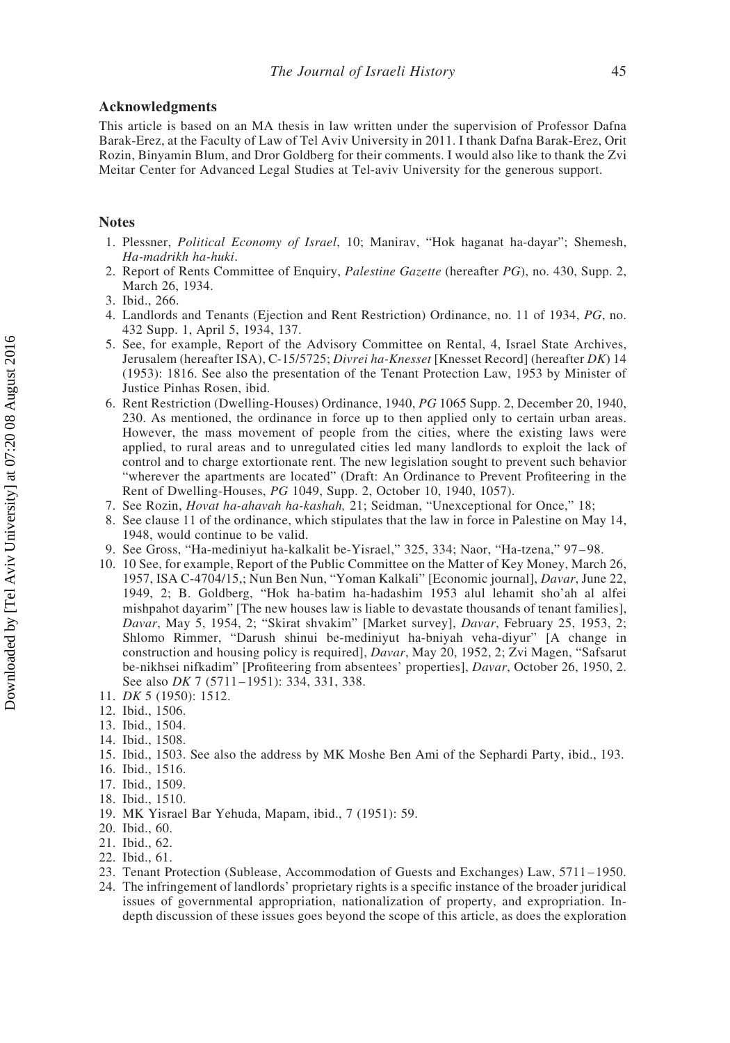## Acknowledgments

This article is based on an MA thesis in law written under the supervision of Professor Dafna Barak-Erez, at the Faculty of Law of Tel Aviv University in 2011. I thank Dafna Barak-Erez, Orit Rozin, Binyamin Blum, and Dror Goldberg for their comments. I would also like to thank the Zvi Meitar Center for Advanced Legal Studies at Tel-aviv University for the generous support.

## Notes

1. Plessner, *Political Economy of Israel*, 10; Manirav, "Hok haganat ha-dayar"; Shemesh, *Ha-madrikh ha-huki*.
2. Report of Rents Committee of Enquiry, *Palestine Gazette* (hereafter *PG*), no. 430, Supp. 2, March 26, 1934.
3. Ibid., 266.
4. Landlords and Tenants (Ejection and Rent Restriction) Ordinance, no. 11 of 1934, *PG*, no. 432 Supp. 1, April 5, 1934, 137.
5. See, for example, Report of the Advisory Committee on Rental, 4, Israel State Archives, Jerusalem (hereafter ISA), C-15/5725; *Divrei ha-Knesset* [Knesset Record] (hereafter *DK*) 14 (1953): 1816. See also the presentation of the Tenant Protection Law, 1953 by Minister of Justice Pinhas Rosen, ibid.
6. Rent Restriction (Dwelling-Houses) Ordinance, 1940, *PG* 1065 Supp. 2, December 20, 1940, 230. As mentioned, the ordinance in force up to then applied only to certain urban areas. However, the mass movement of people from the cities, where the existing laws were applied, to rural areas and to unregulated cities led many landlords to exploit the lack of control and to charge extortionate rent. The new legislation sought to prevent such behavior "wherever the apartments are located" (Draft: An Ordinance to Prevent Profiteering in the Rent of Dwelling-Houses, *PG* 1049, Supp. 2, October 10, 1940, 1057).
7. See Rozin, *Hovat ha-ahavah ha-kashah,* 21; Seidman, "Unexceptional for Once," 18;
8. See clause 11 of the ordinance, which stipulates that the law in force in Palestine on May 14, 1948, would continue to be valid.
9. See Gross, "Ha-mediniyut ha-kalkalit be-Yisrael," 325, 334; Naor, "Ha-tzena," 97–98.
10. 10 See, for example, Report of the Public Committee on the Matter of Key Money, March 26, 1957, ISA C-4704/15,; Nun Ben Nun, "Yoman Kalkali" [Economic journal], *Davar*, June 22, 1949, 2; B. Goldberg, "Hok ha-batim ha-hadashim 1953 alul lehamit sho'ah al alfei mishpahot dayarim" [The new houses law is liable to devastate thousands of tenant families], *Davar*, May 5, 1954, 2; "Skirat shvakim" [Market survey], *Davar*, February 25, 1953, 2; Shlomo Rimmer, "Darush shinui be-mediniyut ha-bniyah veha-diyur" [A change in construction and housing policy is required], *Davar*, May 20, 1952, 2; Zvi Magen, "Safsarut be-nikhsei nifkadim" [Profiteering from absentees' properties], *Davar*, October 26, 1950, 2. See also *DK* 7 (5711–1951): 334, 331, 338.
11. *DK* 5 (1950): 1512.
12. Ibid., 1506.
13. Ibid., 1504.
14. Ibid., 1508.
15. Ibid., 1503. See also the address by MK Moshe Ben Ami of the Sephardi Party, ibid., 193.
16. Ibid., 1516.
17. Ibid., 1509.
18. Ibid., 1510.
19. MK Yisrael Bar Yehuda, Mapam, ibid., 7 (1951): 59.
20. Ibid., 60.
21. Ibid., 62.
22. Ibid., 61.
23. Tenant Protection (Sublease, Accommodation of Guests and Exchanges) Law, 5711–1950.
24. The infringement of landlords' proprietary rights is a specific instance of the broader juridical issues of governmental appropriation, nationalization of property, and expropriation. In-depth discussion of these issues goes beyond the scope of this article, as does the exploration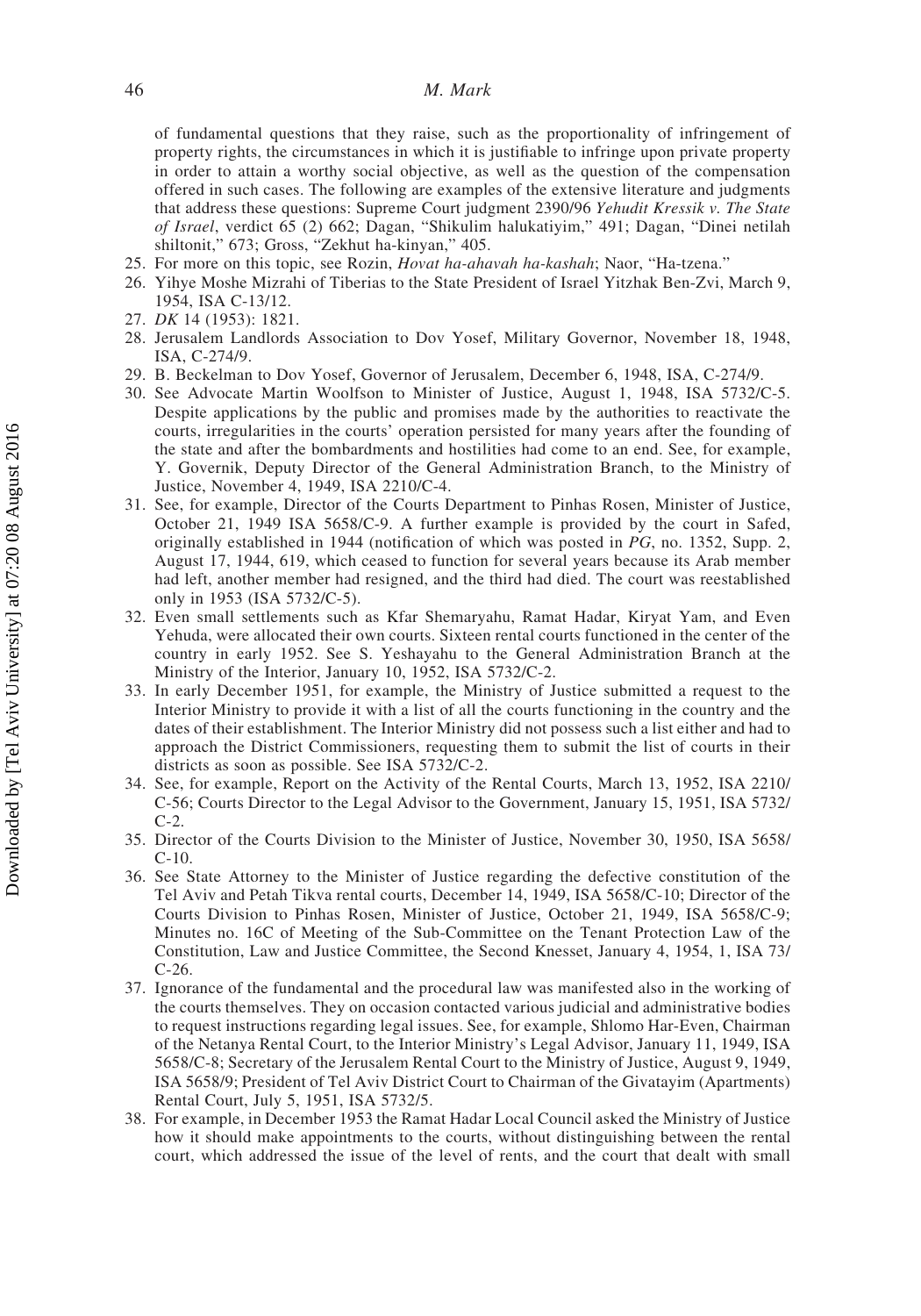of fundamental questions that they raise, such as the proportionality of infringement of property rights, the circumstances in which it is justifiable to infringe upon private property in order to attain a worthy social objective, as well as the question of the compensation offered in such cases. The following are examples of the extensive literature and judgments that address these questions: Supreme Court judgment 2390/96 *Yehudit Kressik v. The State of Israel*, verdict 65 (2) 662; Dagan, "Shikulim halukatiyim," 491; Dagan, "Dinei netilah shiltonit," 673; Gross, "Zekhut ha-kinyan," 405.

25. For more on this topic, see Rozin, *Hovat ha-ahavah ha-kashah*; Naor, "Ha-tzena."
26. Yihye Moshe Mizrahi of Tiberias to the State President of Israel Yitzhak Ben-Zvi, March 9, 1954, ISA C-13/12.
27. *DK* 14 (1953): 1821.
28. Jerusalem Landlords Association to Dov Yosef, Military Governor, November 18, 1948, ISA, C-274/9.
29. B. Beckelman to Dov Yosef, Governor of Jerusalem, December 6, 1948, ISA, C-274/9.
30. See Advocate Martin Woolfson to Minister of Justice, August 1, 1948, ISA 5732/C-5. Despite applications by the public and promises made by the authorities to reactivate the courts, irregularities in the courts' operation persisted for many years after the founding of the state and after the bombardments and hostilities had come to an end. See, for example, Y. Governik, Deputy Director of the General Administration Branch, to the Ministry of Justice, November 4, 1949, ISA 2210/C-4.
31. See, for example, Director of the Courts Department to Pinhas Rosen, Minister of Justice, October 21, 1949 ISA 5658/C-9. A further example is provided by the court in Safed, originally established in 1944 (notification of which was posted in *PG*, no. 1352, Supp. 2, August 17, 1944, 619, which ceased to function for several years because its Arab member had left, another member had resigned, and the third had died. The court was reestablished only in 1953 (ISA 5732/C-5).
32. Even small settlements such as Kfar Shemaryahu, Ramat Hadar, Kiryat Yam, and Even Yehuda, were allocated their own courts. Sixteen rental courts functioned in the center of the country in early 1952. See S. Yeshayahu to the General Administration Branch at the Ministry of the Interior, January 10, 1952, ISA 5732/C-2.
33. In early December 1951, for example, the Ministry of Justice submitted a request to the Interior Ministry to provide it with a list of all the courts functioning in the country and the dates of their establishment. The Interior Ministry did not possess such a list either and had to approach the District Commissioners, requesting them to submit the list of courts in their districts as soon as possible. See ISA 5732/C-2.
34. See, for example, Report on the Activity of the Rental Courts, March 13, 1952, ISA 2210/C-56; Courts Director to the Legal Advisor to the Government, January 15, 1951, ISA 5732/C-2.
35. Director of the Courts Division to the Minister of Justice, November 30, 1950, ISA 5658/C-10.
36. See State Attorney to the Minister of Justice regarding the defective constitution of the Tel Aviv and Petah Tikva rental courts, December 14, 1949, ISA 5658/C-10; Director of the Courts Division to Pinhas Rosen, Minister of Justice, October 21, 1949, ISA 5658/C-9; Minutes no. 16C of Meeting of the Sub-Committee on the Tenant Protection Law of the Constitution, Law and Justice Committee, the Second Knesset, January 4, 1954, 1, ISA 73/C-26.
37. Ignorance of the fundamental and the procedural law was manifested also in the working of the courts themselves. They on occasion contacted various judicial and administrative bodies to request instructions regarding legal issues. See, for example, Shlomo Har-Even, Chairman of the Netanya Rental Court, to the Interior Ministry's Legal Advisor, January 11, 1949, ISA 5658/C-8; Secretary of the Jerusalem Rental Court to the Ministry of Justice, August 9, 1949, ISA 5658/9; President of Tel Aviv District Court to Chairman of the Givatayim (Apartments) Rental Court, July 5, 1951, ISA 5732/5.
38. For example, in December 1953 the Ramat Hadar Local Council asked the Ministry of Justice how it should make appointments to the courts, without distinguishing between the rental court, which addressed the issue of the level of rents, and the court that dealt with small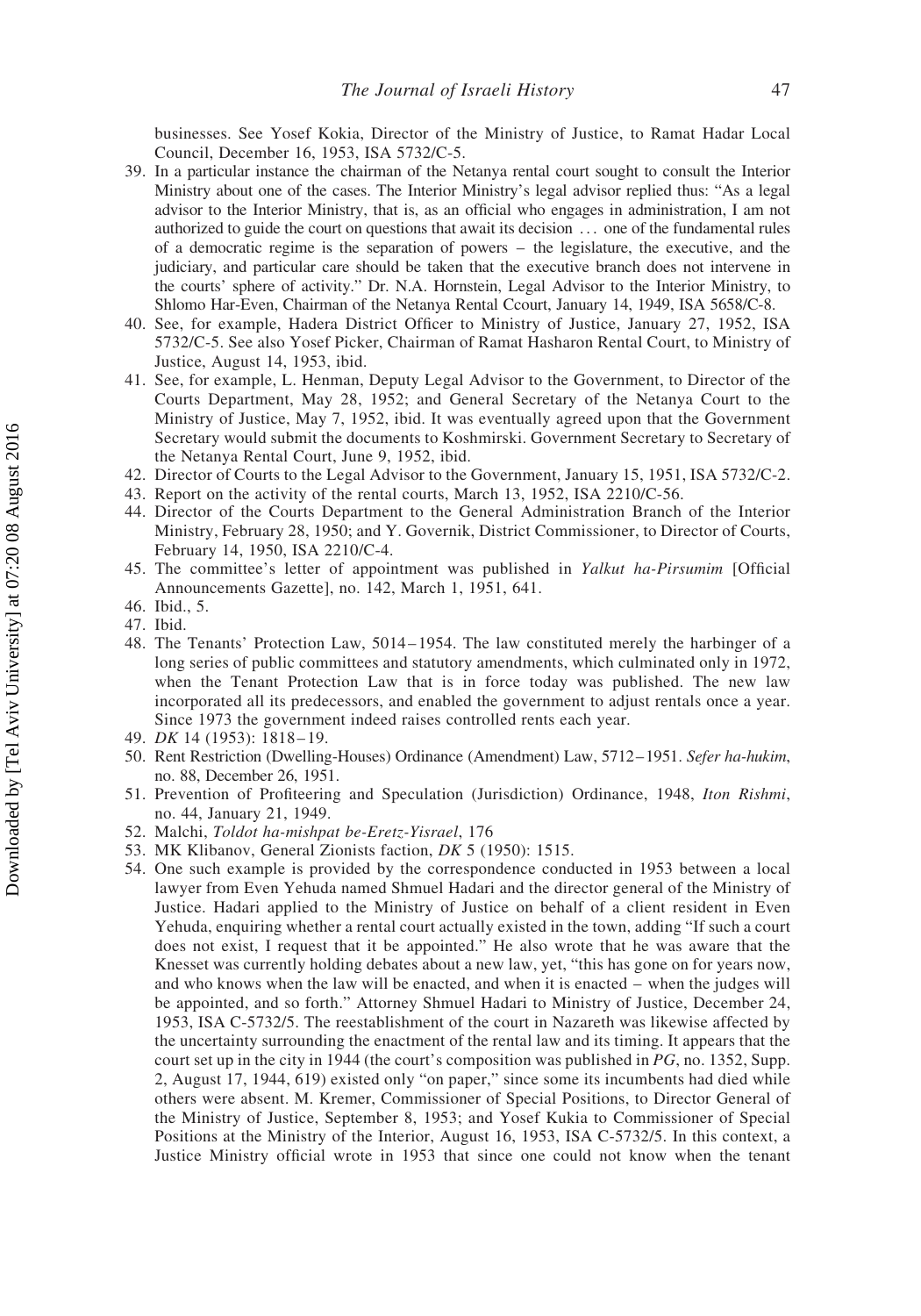businesses. See Yosef Kokia, Director of the Ministry of Justice, to Ramat Hadar Local Council, December 16, 1953, ISA 5732/C-5.

39. In a particular instance the chairman of the Netanya rental court sought to consult the Interior Ministry about one of the cases. The Interior Ministry's legal advisor replied thus: "As a legal advisor to the Interior Ministry, that is, as an official who engages in administration, I am not authorized to guide the court on questions that await its decision ... one of the fundamental rules of a democratic regime is the separation of powers – the legislature, the executive, and the judiciary, and particular care should be taken that the executive branch does not intervene in the courts' sphere of activity." Dr. N.A. Hornstein, Legal Advisor to the Interior Ministry, to Shlomo Har-Even, Chairman of the Netanya Rental Ccourt, January 14, 1949, ISA 5658/C-8.
40. See, for example, Hadera District Officer to Ministry of Justice, January 27, 1952, ISA 5732/C-5. See also Yosef Picker, Chairman of Ramat Hasharon Rental Court, to Ministry of Justice, August 14, 1953, ibid.
41. See, for example, L. Henman, Deputy Legal Advisor to the Government, to Director of the Courts Department, May 28, 1952; and General Secretary of the Netanya Court to the Ministry of Justice, May 7, 1952, ibid. It was eventually agreed upon that the Government Secretary would submit the documents to Koshmirski. Government Secretary to Secretary of the Netanya Rental Court, June 9, 1952, ibid.
42. Director of Courts to the Legal Advisor to the Government, January 15, 1951, ISA 5732/C-2.
43. Report on the activity of the rental courts, March 13, 1952, ISA 2210/C-56.
44. Director of the Courts Department to the General Administration Branch of the Interior Ministry, February 28, 1950; and Y. Governik, District Commissioner, to Director of Courts, February 14, 1950, ISA 2210/C-4.
45. The committee's letter of appointment was published in *Yalkut ha-Pirsumim* [Official Announcements Gazette], no. 142, March 1, 1951, 641.
46. Ibid., 5.
47. Ibid.
48. The Tenants' Protection Law, 5014–1954. The law constituted merely the harbinger of a long series of public committees and statutory amendments, which culminated only in 1972, when the Tenant Protection Law that is in force today was published. The new law incorporated all its predecessors, and enabled the government to adjust rentals once a year. Since 1973 the government indeed raises controlled rents each year.
49. *DK* 14 (1953): 1818–19.
50. Rent Restriction (Dwelling-Houses) Ordinance (Amendment) Law, 5712–1951. *Sefer ha-hukim*, no. 88, December 26, 1951.
51. Prevention of Profiteering and Speculation (Jurisdiction) Ordinance, 1948, *Iton Rishmi*, no. 44, January 21, 1949.
52. Malchi, *Toldot ha-mishpat be-Eretz-Yisrael*, 176
53. MK Klibanov, General Zionists faction, *DK* 5 (1950): 1515.
54. One such example is provided by the correspondence conducted in 1953 between a local lawyer from Even Yehuda named Shmuel Hadari and the director general of the Ministry of Justice. Hadari applied to the Ministry of Justice on behalf of a client resident in Even Yehuda, enquiring whether a rental court actually existed in the town, adding "If such a court does not exist, I request that it be appointed." He also wrote that he was aware that the Knesset was currently holding debates about a new law, yet, "this has gone on for years now, and who knows when the law will be enacted, and when it is enacted – when the judges will be appointed, and so forth." Attorney Shmuel Hadari to Ministry of Justice, December 24, 1953, ISA C-5732/5. The reestablishment of the court in Nazareth was likewise affected by the uncertainty surrounding the enactment of the rental law and its timing. It appears that the court set up in the city in 1944 (the court's composition was published in *PG*, no. 1352, Supp. 2, August 17, 1944, 619) existed only "on paper," since some its incumbents had died while others were absent. M. Kremer, Commissioner of Special Positions, to Director General of the Ministry of Justice, September 8, 1953; and Yosef Kukia to Commissioner of Special Positions at the Ministry of the Interior, August 16, 1953, ISA C-5732/5. In this context, a Justice Ministry official wrote in 1953 that since one could not know when the tenant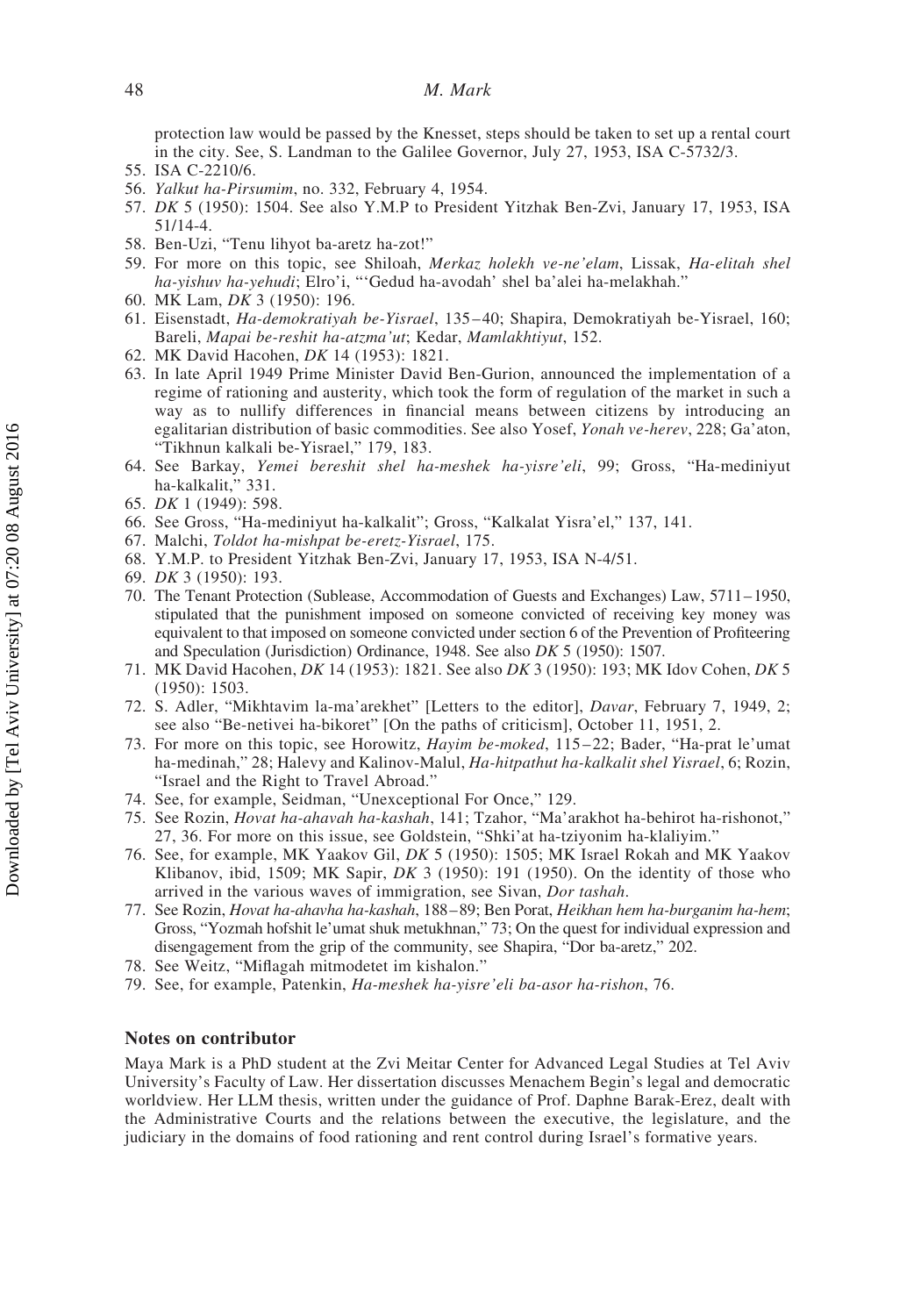protection law would be passed by the Knesset, steps should be taken to set up a rental court in the city. See, S. Landman to the Galilee Governor, July 27, 1953, ISA C-5732/3.

55. ISA C-2210/6.
56. *Yalkut ha-Pirsumim*, no. 332, February 4, 1954.
57. *DK* 5 (1950): 1504. See also Y.M.P to President Yitzhak Ben-Zvi, January 17, 1953, ISA 51/14-4.
58. Ben-Uzi, "Tenu lihyot ba-aretz ha-zot!"
59. For more on this topic, see Shiloah, *Merkaz holekh ve-ne'elam*, Lissak, *Ha-elitah shel ha-yishuv ha-yehudi*; Elro'i, "'Gedud ha-avodah' shel ba'alei ha-melakhah."
60. MK Lam, *DK* 3 (1950): 196.
61. Eisenstadt, *Ha-demokratiyah be-Yisrael*, 135–40; Shapira, Demokratiyah be-Yisrael, 160; Bareli, *Mapai be-reshit ha-atzma'ut*; Kedar, *Mamlakhtiyut*, 152.
62. MK David Hacohen, *DK* 14 (1953): 1821.
63. In late April 1949 Prime Minister David Ben-Gurion, announced the implementation of a regime of rationing and austerity, which took the form of regulation of the market in such a way as to nullify differences in financial means between citizens by introducing an egalitarian distribution of basic commodities. See also Yosef, *Yonah ve-herev*, 228; Ga'aton, "Tikhnun kalkali be-Yisrael," 179, 183.
64. See Barkay, *Yemei bereshit shel ha-meshek ha-yisre'eli*, 99; Gross, "Ha-mediniyut ha-kalkalit," 331.
65. *DK* 1 (1949): 598.
66. See Gross, "Ha-mediniyut ha-kalkalit"; Gross, "Kalkalat Yisra'el," 137, 141.
67. Malchi, *Toldot ha-mishpat be-eretz-Yisrael*, 175.
68. Y.M.P. to President Yitzhak Ben-Zvi, January 17, 1953, ISA N-4/51.
69. *DK* 3 (1950): 193.
70. The Tenant Protection (Sublease, Accommodation of Guests and Exchanges) Law, 5711–1950, stipulated that the punishment imposed on someone convicted of receiving key money was equivalent to that imposed on someone convicted under section 6 of the Prevention of Profiteering and Speculation (Jurisdiction) Ordinance, 1948. See also *DK* 5 (1950): 1507.
71. MK David Hacohen, *DK* 14 (1953): 1821. See also *DK* 3 (1950): 193; MK Idov Cohen, *DK* 5 (1950): 1503.
72. S. Adler, "Mikhtavim la-ma'arekhet" [Letters to the editor], *Davar*, February 7, 1949, 2; see also "Be-netivei ha-bikoret" [On the paths of criticism], October 11, 1951, 2.
73. For more on this topic, see Horowitz, *Hayim be-moked*, 115–22; Bader, "Ha-prat le'umat ha-medinah," 28; Halevy and Kalinov-Malul, *Ha-hitpathut ha-kalkalit shel Yisrael*, 6; Rozin, "Israel and the Right to Travel Abroad."
74. See, for example, Seidman, "Unexceptional For Once," 129.
75. See Rozin, *Hovat ha-ahavah ha-kashah*, 141; Tzahor, "Ma'arakhot ha-behirot ha-rishonot," 27, 36. For more on this issue, see Goldstein, "Shki'at ha-tziyonim ha-klaliyim."
76. See, for example, MK Yaakov Gil, *DK* 5 (1950): 1505; MK Israel Rokah and MK Yaakov Klibanov, ibid, 1509; MK Sapir, *DK* 3 (1950): 191 (1950). On the identity of those who arrived in the various waves of immigration, see Sivan, *Dor tashah*.
77. See Rozin, *Hovat ha-ahavha ha-kashah*, 188–89; Ben Porat, *Heikhan hem ha-burganim ha-hem*; Gross, "Yozmah hofshit le'umat shuk metukhnan," 73; On the quest for individual expression and disengagement from the grip of the community, see Shapira, "Dor ba-aretz," 202.
78. See Weitz, "Miflagah mitmodetet im kishalon."
79. See, for example, Patenkin, *Ha-meshek ha-yisre'eli ba-asor ha-rishon*, 76.

## Notes on contributor

Maya Mark is a PhD student at the Zvi Meitar Center for Advanced Legal Studies at Tel Aviv University's Faculty of Law. Her dissertation discusses Menachem Begin's legal and democratic worldview. Her LLM thesis, written under the guidance of Prof. Daphne Barak-Erez, dealt with the Administrative Courts and the relations between the executive, the legislature, and the judiciary in the domains of food rationing and rent control during Israel's formative years.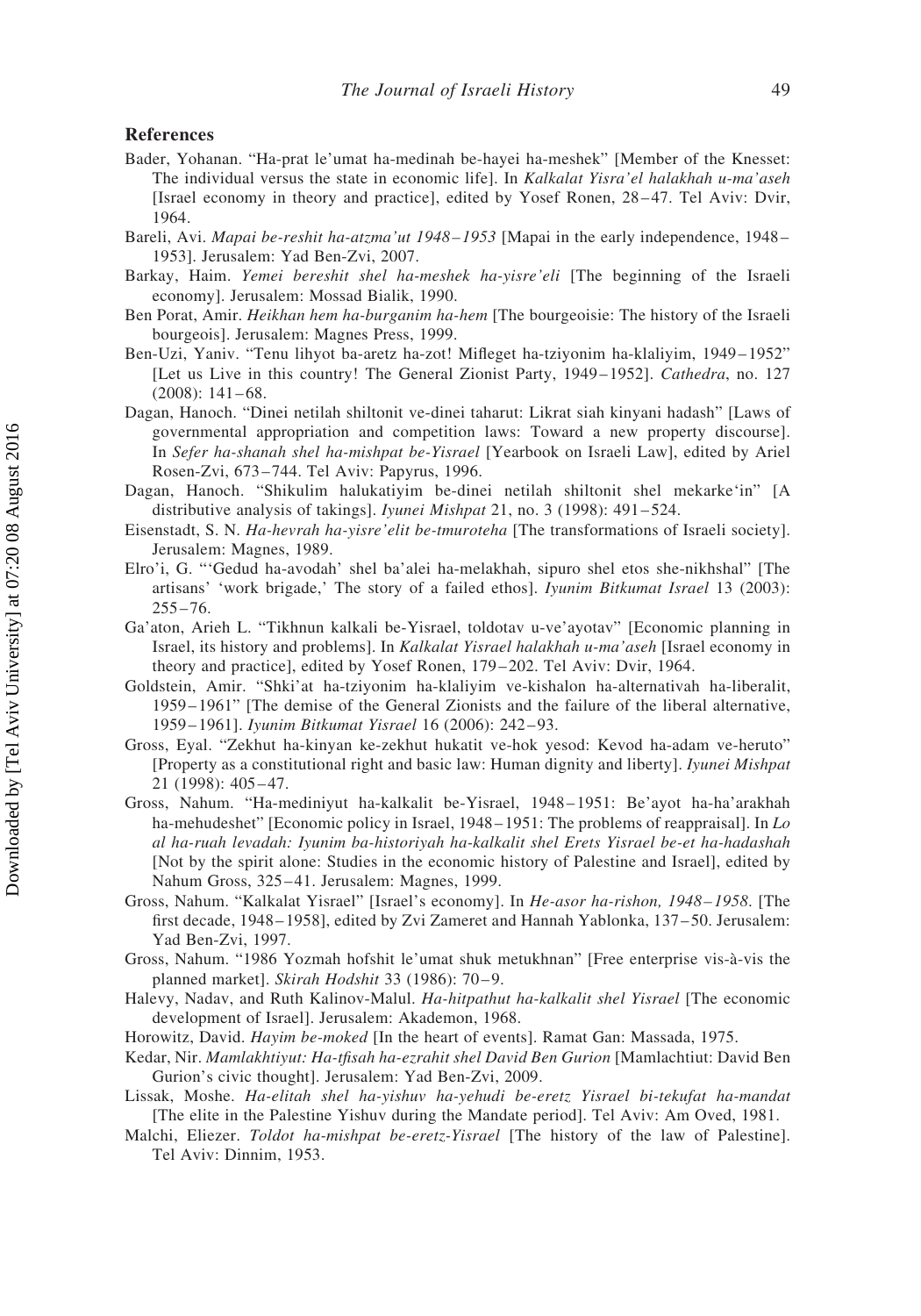## References

Bader, Yohanan. "Ha-prat le'umat ha-medinah be-hayei ha-meshek" [Member of the Knesset: The individual versus the state in economic life]. In *Kalkalat Yisra'el halakhah u-ma'aseh* [Israel economy in theory and practice], edited by Yosef Ronen, 28–47. Tel Aviv: Dvir, 1964.

Bareli, Avi. *Mapai be-reshit ha-atzma'ut 1948–1953* [Mapai in the early independence, 1948–1953]. Jerusalem: Yad Ben-Zvi, 2007.

Barkay, Haim. *Yemei bereshit shel ha-meshek ha-yisre'eli* [The beginning of the Israeli economy]. Jerusalem: Mossad Bialik, 1990.

Ben Porat, Amir. *Heikhan hem ha-burganim ha-hem* [The bourgeoisie: The history of the Israeli bourgeois]. Jerusalem: Magnes Press, 1999.

Ben-Uzi, Yaniv. "Tenu lihyot ba-aretz ha-zot! Mifleget ha-tziyonim ha-klaliyim, 1949–1952" [Let us Live in this country! The General Zionist Party, 1949–1952]. *Cathedra*, no. 127 (2008): 141–68.

Dagan, Hanoch. "Dinei netilah shiltonit ve-dinei taharut: Likrat siah kinyani hadash" [Laws of governmental appropriation and competition laws: Toward a new property discourse]. In *Sefer ha-shanah shel ha-mishpat be-Yisrael* [Yearbook on Israeli Law], edited by Ariel Rosen-Zvi, 673–744. Tel Aviv: Papyrus, 1996.

Dagan, Hanoch. "Shikulim halukatiyim be-dinei netilah shiltonit shel mekarke'in" [A distributive analysis of takings]. *Iyunei Mishpat* 21, no. 3 (1998): 491–524.

Eisenstadt, S. N. *Ha-hevrah ha-yisre'elit be-tmuroteha* [The transformations of Israeli society]. Jerusalem: Magnes, 1989.

Elro'i, G. "'Gedud ha-avodah' shel ba'alei ha-melakhah, sipuro shel etos she-nikhshal" [The artisans' 'work brigade,' The story of a failed ethos]. *Iyunim Bitkumat Israel* 13 (2003): 255–76.

Ga'aton, Arieh L. "Tikhnun kalkali be-Yisrael, toldotav u-ve'ayotav" [Economic planning in Israel, its history and problems]. In *Kalkalat Yisrael halakhah u-ma'aseh* [Israel economy in theory and practice], edited by Yosef Ronen, 179–202. Tel Aviv: Dvir, 1964.

Goldstein, Amir. "Shki'at ha-tziyonim ha-klaliyim ve-kishalon ha-alternativah ha-liberalit, 1959–1961" [The demise of the General Zionists and the failure of the liberal alternative, 1959–1961]. *Iyunim Bitkumat Yisrael* 16 (2006): 242–93.

Gross, Eyal. "Zekhut ha-kinyan ke-zekhut hukatit ve-hok yesod: Kevod ha-adam ve-heruto" [Property as a constitutional right and basic law: Human dignity and liberty]. *Iyunei Mishpat* 21 (1998): 405–47.

Gross, Nahum. "Ha-mediniyut ha-kalkalit be-Yisrael, 1948–1951: Be'ayot ha-ha'arakhah ha-mehudeshet" [Economic policy in Israel, 1948–1951: The problems of reappraisal]. In *Lo al ha-ruah levadah: Iyunim ba-historiyah ha-kalkalit shel Erets Yisrael be-et ha-hadashah* [Not by the spirit alone: Studies in the economic history of Palestine and Israel], edited by Nahum Gross, 325–41. Jerusalem: Magnes, 1999.

Gross, Nahum. "Kalkalat Yisrael" [Israel's economy]. In *He-asor ha-rishon, 1948–1958*. [The first decade, 1948–1958], edited by Zvi Zameret and Hannah Yablonka, 137–50. Jerusalem: Yad Ben-Zvi, 1997.

Gross, Nahum. "1986 Yozmah hofshit le'umat shuk metukhnan" [Free enterprise vis-à-vis the planned market]. *Skirah Hodshit* 33 (1986): 70–9.

Halevy, Nadav, and Ruth Kalinov-Malul. *Ha-hitpathut ha-kalkalit shel Yisrael* [The economic development of Israel]. Jerusalem: Akademon, 1968.

Horowitz, David. *Hayim be-moked* [In the heart of events]. Ramat Gan: Massada, 1975.

Kedar, Nir. *Mamlakhtiyut: Ha-tfisah ha-ezrahit shel David Ben Gurion* [Mamlachtiut: David Ben Gurion's civic thought]. Jerusalem: Yad Ben-Zvi, 2009.

Lissak, Moshe. *Ha-elitah shel ha-yishuv ha-yehudi be-eretz Yisrael bi-tekufat ha-mandat* [The elite in the Palestine Yishuv during the Mandate period]. Tel Aviv: Am Oved, 1981.

Malchi, Eliezer. *Toldot ha-mishpat be-eretz-Yisrael* [The history of the law of Palestine]. Tel Aviv: Dinnim, 1953.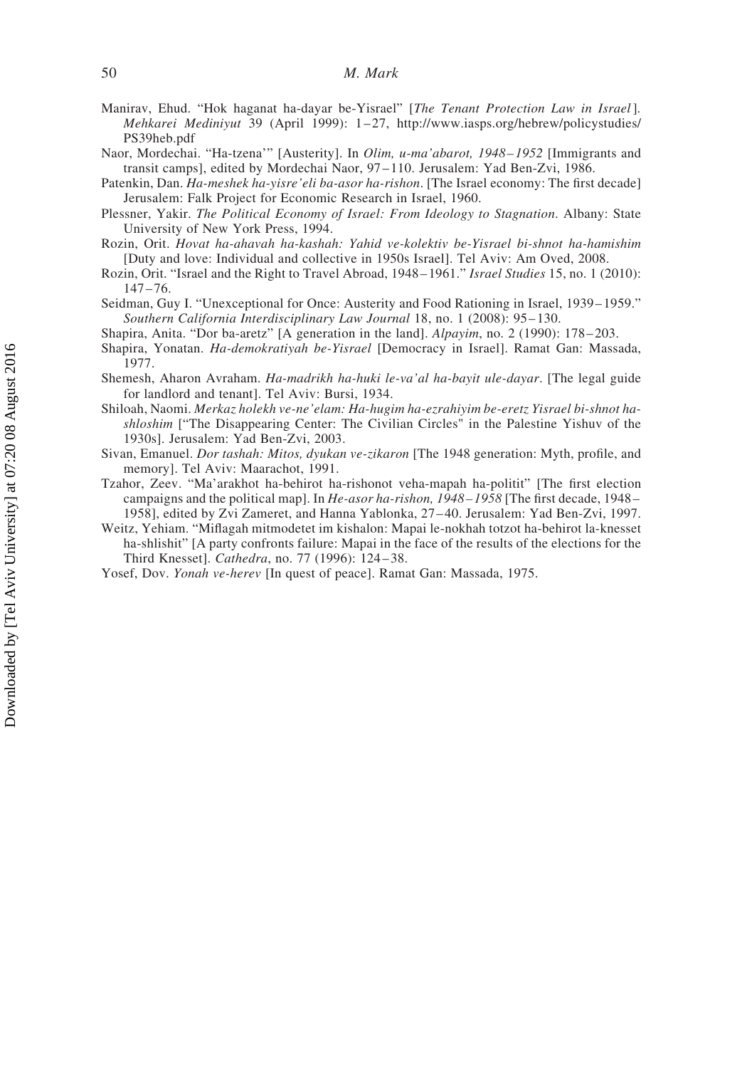Manirav, Ehud. "Hok haganat ha-dayar be-Yisrael" [*The Tenant Protection Law in Israel*]. *Mehkarei Mediniyut* 39 (April 1999): 1–27, http://www.iasps.org/hebrew/policystudies/PS39heb.pdf

Naor, Mordechai. "Ha-tzena'" [Austerity]. In *Olim, u-ma'abarot, 1948–1952* [Immigrants and transit camps], edited by Mordechai Naor, 97–110. Jerusalem: Yad Ben-Zvi, 1986.

Patenkin, Dan. *Ha-meshek ha-yisre'eli ba-asor ha-rishon*. [The Israel economy: The first decade] Jerusalem: Falk Project for Economic Research in Israel, 1960.

Plessner, Yakir. *The Political Economy of Israel: From Ideology to Stagnation*. Albany: State University of New York Press, 1994.

Rozin, Orit. *Hovat ha-ahavah ha-kashah: Yahid ve-kolektiv be-Yisrael bi-shnot ha-hamishim* [Duty and love: Individual and collective in 1950s Israel]. Tel Aviv: Am Oved, 2008.

Rozin, Orit. "Israel and the Right to Travel Abroad, 1948–1961." *Israel Studies* 15, no. 1 (2010): 147–76.

Seidman, Guy I. "Unexceptional for Once: Austerity and Food Rationing in Israel, 1939–1959." *Southern California Interdisciplinary Law Journal* 18, no. 1 (2008): 95–130.

Shapira, Anita. "Dor ba-aretz" [A generation in the land]. *Alpayim*, no. 2 (1990): 178–203.

Shapira, Yonatan. *Ha-demokratiyah be-Yisrael* [Democracy in Israel]. Ramat Gan: Massada, 1977.

Shemesh, Aharon Avraham. *Ha-madrikh ha-huki le-va'al ha-bayit ule-dayar*. [The legal guide for landlord and tenant]. Tel Aviv: Bursi, 1934.

Shiloah, Naomi. *Merkaz holekh ve-ne'elam: Ha-hugim ha-ezrahiyim be-eretz Yisrael bi-shnot ha-shloshim* ["The Disappearing Center: The Civilian Circles" in the Palestine Yishuv of the 1930s]. Jerusalem: Yad Ben-Zvi, 2003.

Sivan, Emanuel. *Dor tashah: Mitos, dyukan ve-zikaron* [The 1948 generation: Myth, profile, and memory]. Tel Aviv: Maarachot, 1991.

Tzahor, Zeev. "Ma'arakhot ha-behirot ha-rishonot veha-mapah ha-politit" [The first election campaigns and the political map]. In *He-asor ha-rishon, 1948–1958* [The first decade, 1948–1958], edited by Zvi Zameret, and Hanna Yablonka, 27–40. Jerusalem: Yad Ben-Zvi, 1997.

Weitz, Yehiam. "Miflagah mitmodetet im kishalon: Mapai le-nokhah totzot ha-behirot la-knesset ha-shlishit" [A party confronts failure: Mapai in the face of the results of the elections for the Third Knesset]. *Cathedra*, no. 77 (1996): 124–38.

Yosef, Dov. *Yonah ve-herev* [In quest of peace]. Ramat Gan: Massada, 1975.